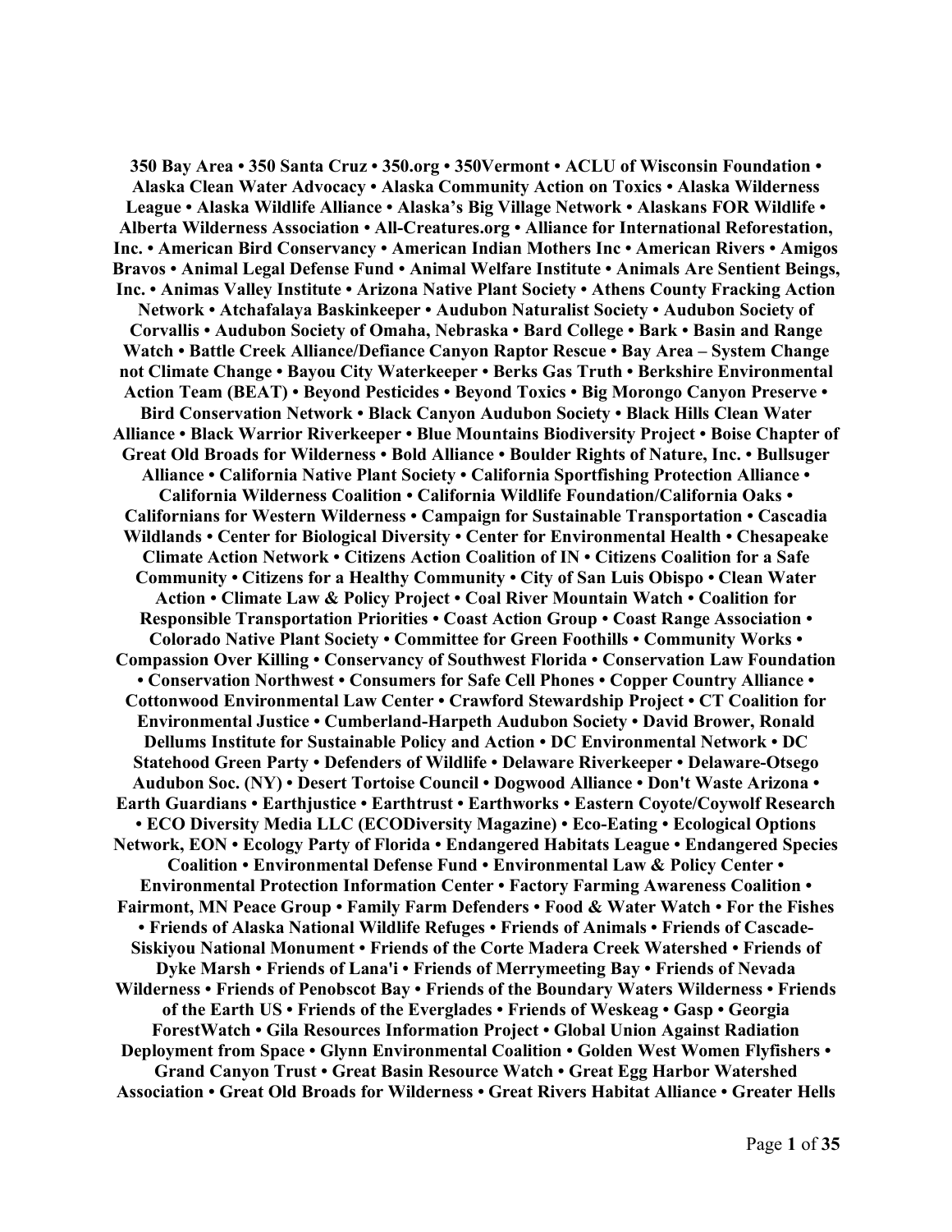**350 Bay Area • 350 Santa Cruz • 350.org • 350Vermont • ACLU of Wisconsin Foundation • Alaska Clean Water Advocacy • Alaska Community Action on Toxics • Alaska Wilderness League • Alaska Wildlife Alliance • Alaska's Big Village Network • Alaskans FOR Wildlife • Alberta Wilderness Association • All-Creatures.org • Alliance for International Reforestation, Inc. • American Bird Conservancy • American Indian Mothers Inc • American Rivers • Amigos Bravos • Animal Legal Defense Fund • Animal Welfare Institute • Animals Are Sentient Beings, Inc. • Animas Valley Institute • Arizona Native Plant Society • Athens County Fracking Action Network • Atchafalaya Baskinkeeper • Audubon Naturalist Society • Audubon Society of Corvallis • Audubon Society of Omaha, Nebraska • Bard College • Bark • Basin and Range Watch • Battle Creek Alliance/Defiance Canyon Raptor Rescue • Bay Area – System Change not Climate Change • Bayou City Waterkeeper • Berks Gas Truth • Berkshire Environmental Action Team (BEAT) • Beyond Pesticides • Beyond Toxics • Big Morongo Canyon Preserve • Bird Conservation Network • Black Canyon Audubon Society • Black Hills Clean Water Alliance • Black Warrior Riverkeeper • Blue Mountains Biodiversity Project • Boise Chapter of Great Old Broads for Wilderness • Bold Alliance • Boulder Rights of Nature, Inc. • Bullsuger Alliance • California Native Plant Society • California Sportfishing Protection Alliance • California Wilderness Coalition • California Wildlife Foundation/California Oaks • Californians for Western Wilderness • Campaign for Sustainable Transportation • Cascadia Wildlands • Center for Biological Diversity • Center for Environmental Health • Chesapeake Climate Action Network • Citizens Action Coalition of IN • Citizens Coalition for a Safe Community • Citizens for a Healthy Community • City of San Luis Obispo • Clean Water Action • Climate Law & Policy Project • Coal River Mountain Watch • Coalition for Responsible Transportation Priorities • Coast Action Group • Coast Range Association • Colorado Native Plant Society • Committee for Green Foothills • Community Works • Compassion Over Killing • Conservancy of Southwest Florida • Conservation Law Foundation • Conservation Northwest • Consumers for Safe Cell Phones • Copper Country Alliance • Cottonwood Environmental Law Center • Crawford Stewardship Project • CT Coalition for Environmental Justice • Cumberland-Harpeth Audubon Society • David Brower, Ronald Dellums Institute for Sustainable Policy and Action • DC Environmental Network • DC Statehood Green Party • Defenders of Wildlife • Delaware Riverkeeper • Delaware-Otsego Audubon Soc. (NY) • Desert Tortoise Council • Dogwood Alliance • Don't Waste Arizona • Earth Guardians • Earthjustice • Earthtrust • Earthworks • Eastern Coyote/Coywolf Research • ECO Diversity Media LLC (ECODiversity Magazine) • Eco-Eating • Ecological Options Network, EON • Ecology Party of Florida • Endangered Habitats League • Endangered Species Coalition • Environmental Defense Fund • Environmental Law & Policy Center • Environmental Protection Information Center • Factory Farming Awareness Coalition • Fairmont, MN Peace Group • Family Farm Defenders • Food & Water Watch • For the Fishes • Friends of Alaska National Wildlife Refuges • Friends of Animals • Friends of Cascade-Siskiyou National Monument • Friends of the Corte Madera Creek Watershed • Friends of Dyke Marsh • Friends of Lana'i • Friends of Merrymeeting Bay • Friends of Nevada Wilderness • Friends of Penobscot Bay • Friends of the Boundary Waters Wilderness • Friends of the Earth US • Friends of the Everglades • Friends of Weskeag • Gasp • Georgia ForestWatch • Gila Resources Information Project • Global Union Against Radiation Deployment from Space • Glynn Environmental Coalition • Golden West Women Flyfishers • Grand Canyon Trust • Great Basin Resource Watch • Great Egg Harbor Watershed Association • Great Old Broads for Wilderness • Great Rivers Habitat Alliance • Greater Hells**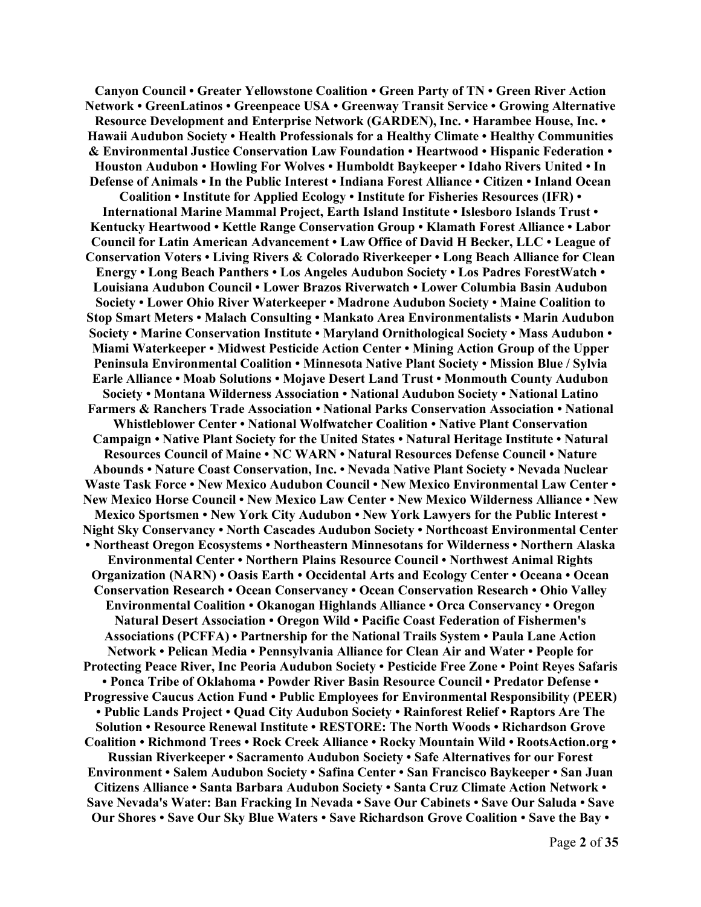**Canyon Council • Greater Yellowstone Coalition • Green Party of TN • Green River Action Network • GreenLatinos • Greenpeace USA • Greenway Transit Service • Growing Alternative Resource Development and Enterprise Network (GARDEN), Inc. • Harambee House, Inc. • Hawaii Audubon Society • Health Professionals for a Healthy Climate • Healthy Communities & Environmental Justice Conservation Law Foundation • Heartwood • Hispanic Federation • Houston Audubon • Howling For Wolves • Humboldt Baykeeper • Idaho Rivers United • In Defense of Animals • In the Public Interest • Indiana Forest Alliance • Citizen • Inland Ocean Coalition • Institute for Applied Ecology • Institute for Fisheries Resources (IFR) • International Marine Mammal Project, Earth Island Institute • Islesboro Islands Trust • Kentucky Heartwood • Kettle Range Conservation Group • Klamath Forest Alliance • Labor Council for Latin American Advancement • Law Office of David H Becker, LLC • League of Conservation Voters • Living Rivers & Colorado Riverkeeper • Long Beach Alliance for Clean Energy • Long Beach Panthers • Los Angeles Audubon Society • Los Padres ForestWatch • Louisiana Audubon Council • Lower Brazos Riverwatch • Lower Columbia Basin Audubon Society • Lower Ohio River Waterkeeper • Madrone Audubon Society • Maine Coalition to Stop Smart Meters • Malach Consulting • Mankato Area Environmentalists • Marin Audubon Society • Marine Conservation Institute • Maryland Ornithological Society • Mass Audubon • Miami Waterkeeper • Midwest Pesticide Action Center • Mining Action Group of the Upper Peninsula Environmental Coalition • Minnesota Native Plant Society • Mission Blue / Sylvia Earle Alliance • Moab Solutions • Mojave Desert Land Trust • Monmouth County Audubon Society • Montana Wilderness Association • National Audubon Society • National Latino Farmers & Ranchers Trade Association • National Parks Conservation Association • National Whistleblower Center • National Wolfwatcher Coalition • Native Plant Conservation Campaign • Native Plant Society for the United States • Natural Heritage Institute • Natural Resources Council of Maine • NC WARN • Natural Resources Defense Council • Nature Abounds • Nature Coast Conservation, Inc. • Nevada Native Plant Society • Nevada Nuclear Waste Task Force • New Mexico Audubon Council • New Mexico Environmental Law Center • New Mexico Horse Council • New Mexico Law Center • New Mexico Wilderness Alliance • New Mexico Sportsmen • New York City Audubon • New York Lawyers for the Public Interest • Night Sky Conservancy • North Cascades Audubon Society • Northcoast Environmental Center • Northeast Oregon Ecosystems • Northeastern Minnesotans for Wilderness • Northern Alaska Environmental Center • Northern Plains Resource Council • Northwest Animal Rights Organization (NARN) • Oasis Earth • Occidental Arts and Ecology Center • Oceana • Ocean Conservation Research • Ocean Conservancy • Ocean Conservation Research • Ohio Valley Environmental Coalition • Okanogan Highlands Alliance • Orca Conservancy • Oregon Natural Desert Association • Oregon Wild • Pacific Coast Federation of Fishermen's Associations (PCFFA) • Partnership for the National Trails System • Paula Lane Action Network • Pelican Media • Pennsylvania Alliance for Clean Air and Water • People for Protecting Peace River, Inc Peoria Audubon Society • Pesticide Free Zone • Point Reyes Safaris • Ponca Tribe of Oklahoma • Powder River Basin Resource Council • Predator Defense • Progressive Caucus Action Fund • Public Employees for Environmental Responsibility (PEER) • Public Lands Project • Quad City Audubon Society • Rainforest Relief • Raptors Are The Solution • Resource Renewal Institute • RESTORE: The North Woods • Richardson Grove Coalition • Richmond Trees • Rock Creek Alliance • Rocky Mountain Wild • RootsAction.org • Russian Riverkeeper • Sacramento Audubon Society • Safe Alternatives for our Forest Environment • Salem Audubon Society • Safina Center • San Francisco Baykeeper • San Juan Citizens Alliance • Santa Barbara Audubon Society • Santa Cruz Climate Action Network • Save Nevada's Water: Ban Fracking In Nevada • Save Our Cabinets • Save Our Saluda • Save Our Shores • Save Our Sky Blue Waters • Save Richardson Grove Coalition • Save the Bay •**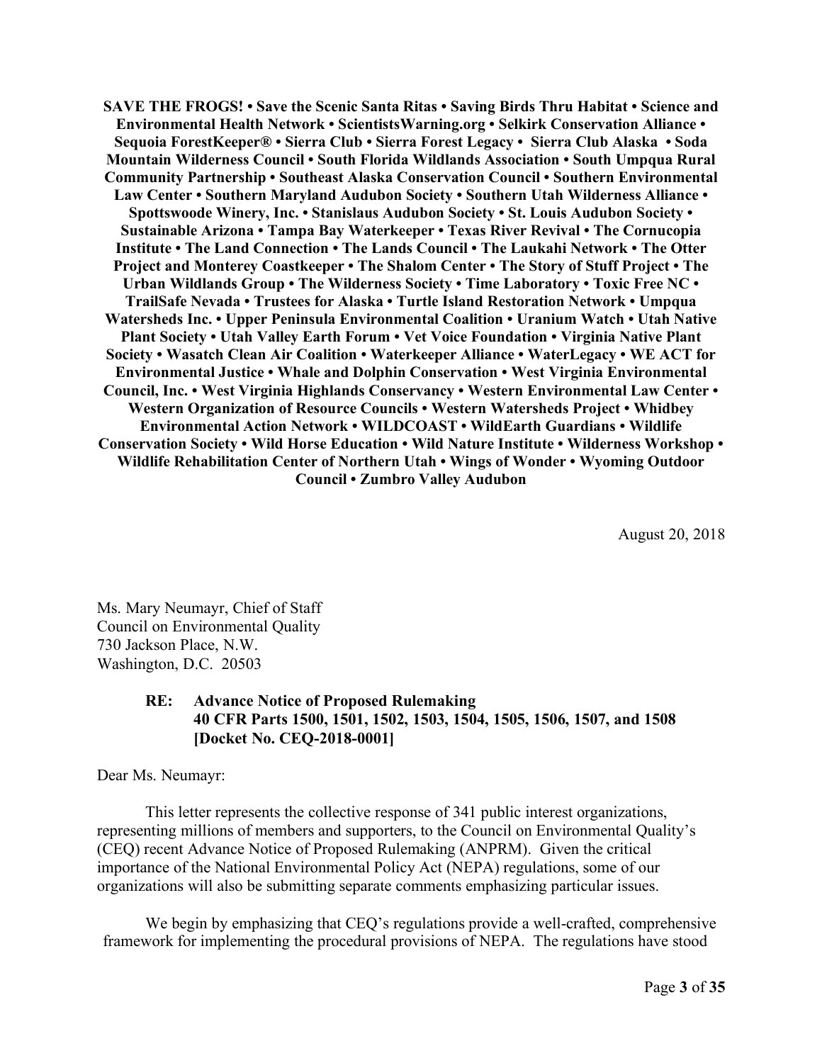**SAVE THE FROGS! • Save the Scenic Santa Ritas • Saving Birds Thru Habitat • Science and Environmental Health Network • ScientistsWarning.org • Selkirk Conservation Alliance • Sequoia ForestKeeper® • Sierra Club • Sierra Forest Legacy • Sierra Club Alaska • Soda Mountain Wilderness Council • South Florida Wildlands Association • South Umpqua Rural Community Partnership • Southeast Alaska Conservation Council • Southern Environmental Law Center • Southern Maryland Audubon Society • Southern Utah Wilderness Alliance • Spottswoode Winery, Inc. • Stanislaus Audubon Society • St. Louis Audubon Society • Sustainable Arizona • Tampa Bay Waterkeeper • Texas River Revival • The Cornucopia Institute • The Land Connection • The Lands Council • The Laukahi Network • The Otter Project and Monterey Coastkeeper • The Shalom Center • The Story of Stuff Project • The Urban Wildlands Group • The Wilderness Society • Time Laboratory • Toxic Free NC • TrailSafe Nevada • Trustees for Alaska • Turtle Island Restoration Network • Umpqua Watersheds Inc. • Upper Peninsula Environmental Coalition • Uranium Watch • Utah Native Plant Society • Utah Valley Earth Forum • Vet Voice Foundation • Virginia Native Plant Society • Wasatch Clean Air Coalition • Waterkeeper Alliance • WaterLegacy • WE ACT for Environmental Justice • Whale and Dolphin Conservation • West Virginia Environmental Council, Inc. • West Virginia Highlands Conservancy • Western Environmental Law Center • Western Organization of Resource Councils • Western Watersheds Project • Whidbey Environmental Action Network • WILDCOAST • WildEarth Guardians • Wildlife Conservation Society • Wild Horse Education • Wild Nature Institute • Wilderness Workshop • Wildlife Rehabilitation Center of Northern Utah • Wings of Wonder • Wyoming Outdoor Council • Zumbro Valley Audubon**

August 20, 2018

Ms. Mary Neumayr, Chief of Staff
Council on Environmental Quality
730 Jackson Place, N.W.
Washington, D.C. 20503

**RE: Advance Notice of Proposed Rulemaking**
**40 CFR Parts 1500, 1501, 1502, 1503, 1504, 1505, 1506, 1507, and 1508**
**[Docket No. CEQ-2018-0001]**

Dear Ms. Neumayr:

This letter represents the collective response of 341 public interest organizations, representing millions of members and supporters, to the Council on Environmental Quality's (CEQ) recent Advance Notice of Proposed Rulemaking (ANPRM). Given the critical importance of the National Environmental Policy Act (NEPA) regulations, some of our organizations will also be submitting separate comments emphasizing particular issues.

We begin by emphasizing that CEQ's regulations provide a well-crafted, comprehensive framework for implementing the procedural provisions of NEPA. The regulations have stood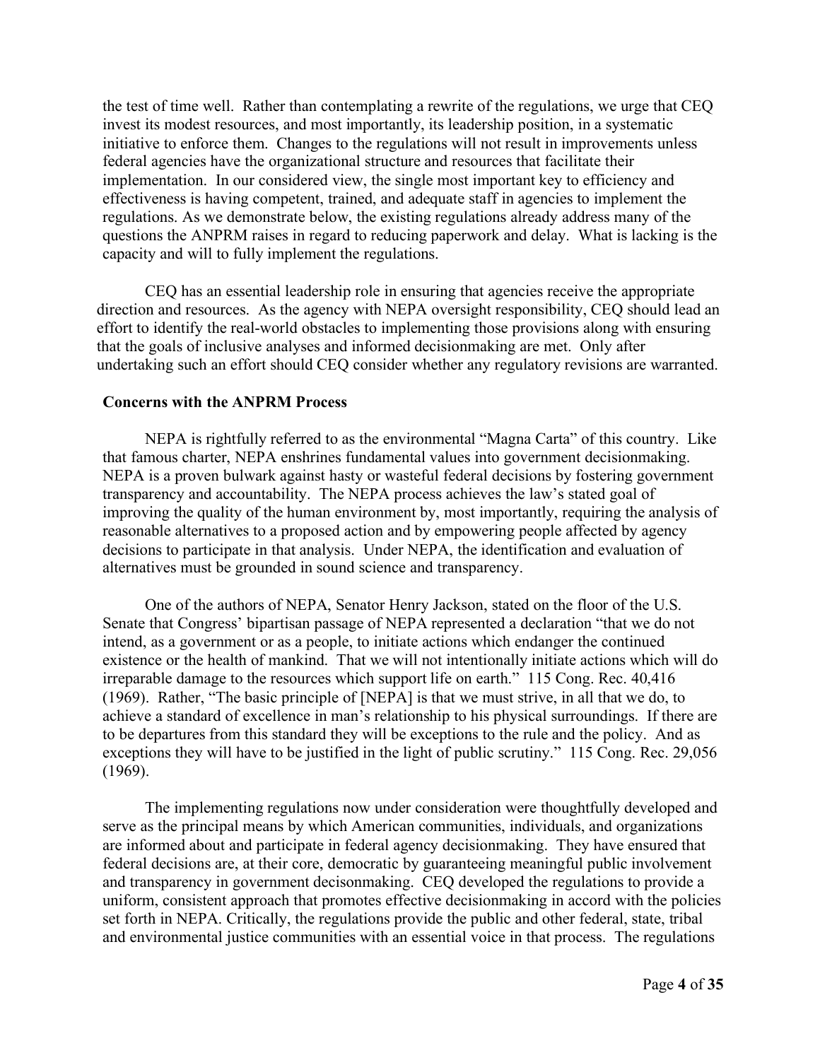the test of time well. Rather than contemplating a rewrite of the regulations, we urge that CEQ invest its modest resources, and most importantly, its leadership position, in a systematic initiative to enforce them. Changes to the regulations will not result in improvements unless federal agencies have the organizational structure and resources that facilitate their implementation. In our considered view, the single most important key to efficiency and effectiveness is having competent, trained, and adequate staff in agencies to implement the regulations. As we demonstrate below, the existing regulations already address many of the questions the ANPRM raises in regard to reducing paperwork and delay. What is lacking is the capacity and will to fully implement the regulations.

CEQ has an essential leadership role in ensuring that agencies receive the appropriate direction and resources. As the agency with NEPA oversight responsibility, CEQ should lead an effort to identify the real-world obstacles to implementing those provisions along with ensuring that the goals of inclusive analyses and informed decisionmaking are met. Only after undertaking such an effort should CEQ consider whether any regulatory revisions are warranted.

**Concerns with the ANPRM Process**

NEPA is rightfully referred to as the environmental "Magna Carta" of this country. Like that famous charter, NEPA enshrines fundamental values into government decisionmaking. NEPA is a proven bulwark against hasty or wasteful federal decisions by fostering government transparency and accountability. The NEPA process achieves the law's stated goal of improving the quality of the human environment by, most importantly, requiring the analysis of reasonable alternatives to a proposed action and by empowering people affected by agency decisions to participate in that analysis. Under NEPA, the identification and evaluation of alternatives must be grounded in sound science and transparency.

One of the authors of NEPA, Senator Henry Jackson, stated on the floor of the U.S. Senate that Congress' bipartisan passage of NEPA represented a declaration "that we do not intend, as a government or as a people, to initiate actions which endanger the continued existence or the health of mankind. That we will not intentionally initiate actions which will do irreparable damage to the resources which support life on earth." 115 Cong. Rec. 40,416 (1969). Rather, "The basic principle of [NEPA] is that we must strive, in all that we do, to achieve a standard of excellence in man's relationship to his physical surroundings. If there are to be departures from this standard they will be exceptions to the rule and the policy. And as exceptions they will have to be justified in the light of public scrutiny." 115 Cong. Rec. 29,056 (1969).

The implementing regulations now under consideration were thoughtfully developed and serve as the principal means by which American communities, individuals, and organizations are informed about and participate in federal agency decisionmaking. They have ensured that federal decisions are, at their core, democratic by guaranteeing meaningful public involvement and transparency in government decisonmaking. CEQ developed the regulations to provide a uniform, consistent approach that promotes effective decisionmaking in accord with the policies set forth in NEPA. Critically, the regulations provide the public and other federal, state, tribal and environmental justice communities with an essential voice in that process. The regulations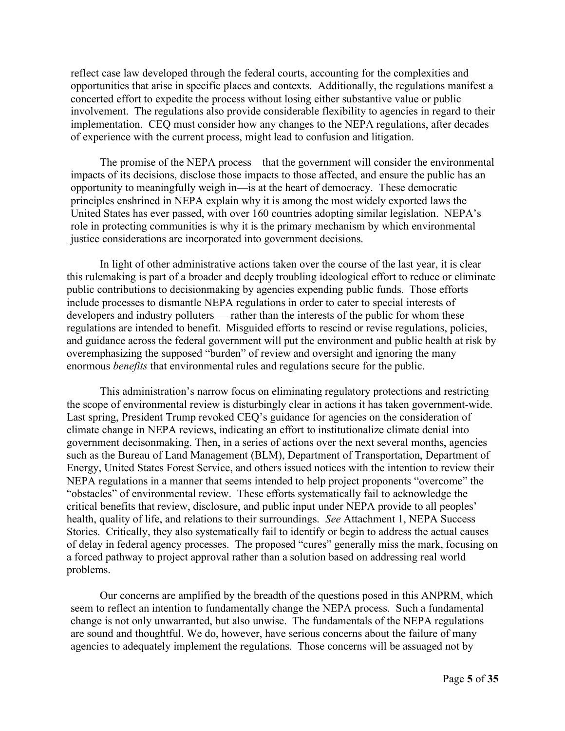reflect case law developed through the federal courts, accounting for the complexities and opportunities that arise in specific places and contexts. Additionally, the regulations manifest a concerted effort to expedite the process without losing either substantive value or public involvement. The regulations also provide considerable flexibility to agencies in regard to their implementation. CEQ must consider how any changes to the NEPA regulations, after decades of experience with the current process, might lead to confusion and litigation.

The promise of the NEPA process—that the government will consider the environmental impacts of its decisions, disclose those impacts to those affected, and ensure the public has an opportunity to meaningfully weigh in—is at the heart of democracy. These democratic principles enshrined in NEPA explain why it is among the most widely exported laws the United States has ever passed, with over 160 countries adopting similar legislation. NEPA's role in protecting communities is why it is the primary mechanism by which environmental justice considerations are incorporated into government decisions.

In light of other administrative actions taken over the course of the last year, it is clear this rulemaking is part of a broader and deeply troubling ideological effort to reduce or eliminate public contributions to decisionmaking by agencies expending public funds. Those efforts include processes to dismantle NEPA regulations in order to cater to special interests of developers and industry polluters — rather than the interests of the public for whom these regulations are intended to benefit. Misguided efforts to rescind or revise regulations, policies, and guidance across the federal government will put the environment and public health at risk by overemphasizing the supposed "burden" of review and oversight and ignoring the many enormous *benefits* that environmental rules and regulations secure for the public.

This administration's narrow focus on eliminating regulatory protections and restricting the scope of environmental review is disturbingly clear in actions it has taken government-wide. Last spring, President Trump revoked CEQ's guidance for agencies on the consideration of climate change in NEPA reviews, indicating an effort to institutionalize climate denial into government decisonmaking. Then, in a series of actions over the next several months, agencies such as the Bureau of Land Management (BLM), Department of Transportation, Department of Energy, United States Forest Service, and others issued notices with the intention to review their NEPA regulations in a manner that seems intended to help project proponents "overcome" the "obstacles" of environmental review. These efforts systematically fail to acknowledge the critical benefits that review, disclosure, and public input under NEPA provide to all peoples' health, quality of life, and relations to their surroundings. *See* Attachment 1, NEPA Success Stories. Critically, they also systematically fail to identify or begin to address the actual causes of delay in federal agency processes. The proposed "cures" generally miss the mark, focusing on a forced pathway to project approval rather than a solution based on addressing real world problems.

Our concerns are amplified by the breadth of the questions posed in this ANPRM, which seem to reflect an intention to fundamentally change the NEPA process. Such a fundamental change is not only unwarranted, but also unwise. The fundamentals of the NEPA regulations are sound and thoughtful. We do, however, have serious concerns about the failure of many agencies to adequately implement the regulations. Those concerns will be assuaged not by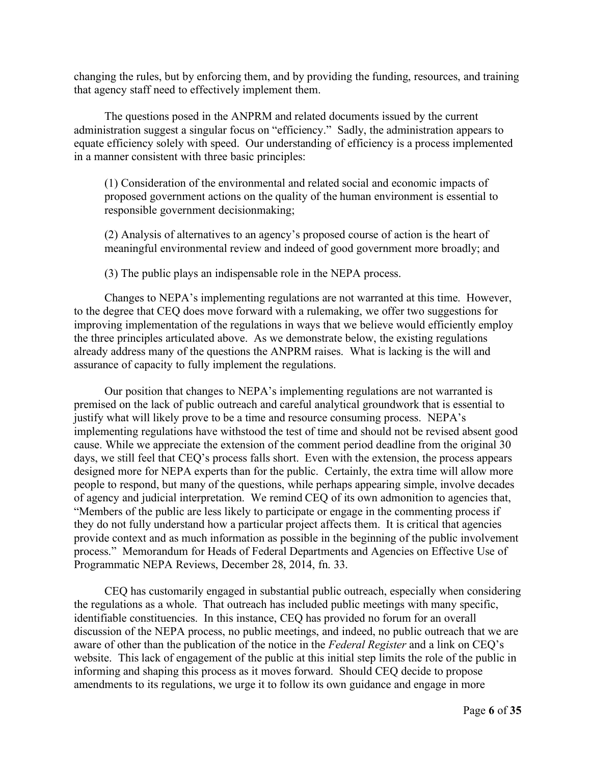changing the rules, but by enforcing them, and by providing the funding, resources, and training that agency staff need to effectively implement them.

The questions posed in the ANPRM and related documents issued by the current administration suggest a singular focus on "efficiency." Sadly, the administration appears to equate efficiency solely with speed. Our understanding of efficiency is a process implemented in a manner consistent with three basic principles:

> (1) Consideration of the environmental and related social and economic impacts of proposed government actions on the quality of the human environment is essential to responsible government decisionmaking;
>
> (2) Analysis of alternatives to an agency's proposed course of action is the heart of meaningful environmental review and indeed of good government more broadly; and
>
> (3) The public plays an indispensable role in the NEPA process.

Changes to NEPA's implementing regulations are not warranted at this time. However, to the degree that CEQ does move forward with a rulemaking, we offer two suggestions for improving implementation of the regulations in ways that we believe would efficiently employ the three principles articulated above. As we demonstrate below, the existing regulations already address many of the questions the ANPRM raises. What is lacking is the will and assurance of capacity to fully implement the regulations.

Our position that changes to NEPA's implementing regulations are not warranted is premised on the lack of public outreach and careful analytical groundwork that is essential to justify what will likely prove to be a time and resource consuming process. NEPA's implementing regulations have withstood the test of time and should not be revised absent good cause. While we appreciate the extension of the comment period deadline from the original 30 days, we still feel that CEQ's process falls short. Even with the extension, the process appears designed more for NEPA experts than for the public. Certainly, the extra time will allow more people to respond, but many of the questions, while perhaps appearing simple, involve decades of agency and judicial interpretation. We remind CEQ of its own admonition to agencies that, "Members of the public are less likely to participate or engage in the commenting process if they do not fully understand how a particular project affects them. It is critical that agencies provide context and as much information as possible in the beginning of the public involvement process." Memorandum for Heads of Federal Departments and Agencies on Effective Use of Programmatic NEPA Reviews, December 28, 2014, fn. 33.

CEQ has customarily engaged in substantial public outreach, especially when considering the regulations as a whole. That outreach has included public meetings with many specific, identifiable constituencies. In this instance, CEQ has provided no forum for an overall discussion of the NEPA process, no public meetings, and indeed, no public outreach that we are aware of other than the publication of the notice in the *Federal Register* and a link on CEQ's website. This lack of engagement of the public at this initial step limits the role of the public in informing and shaping this process as it moves forward. Should CEQ decide to propose amendments to its regulations, we urge it to follow its own guidance and engage in more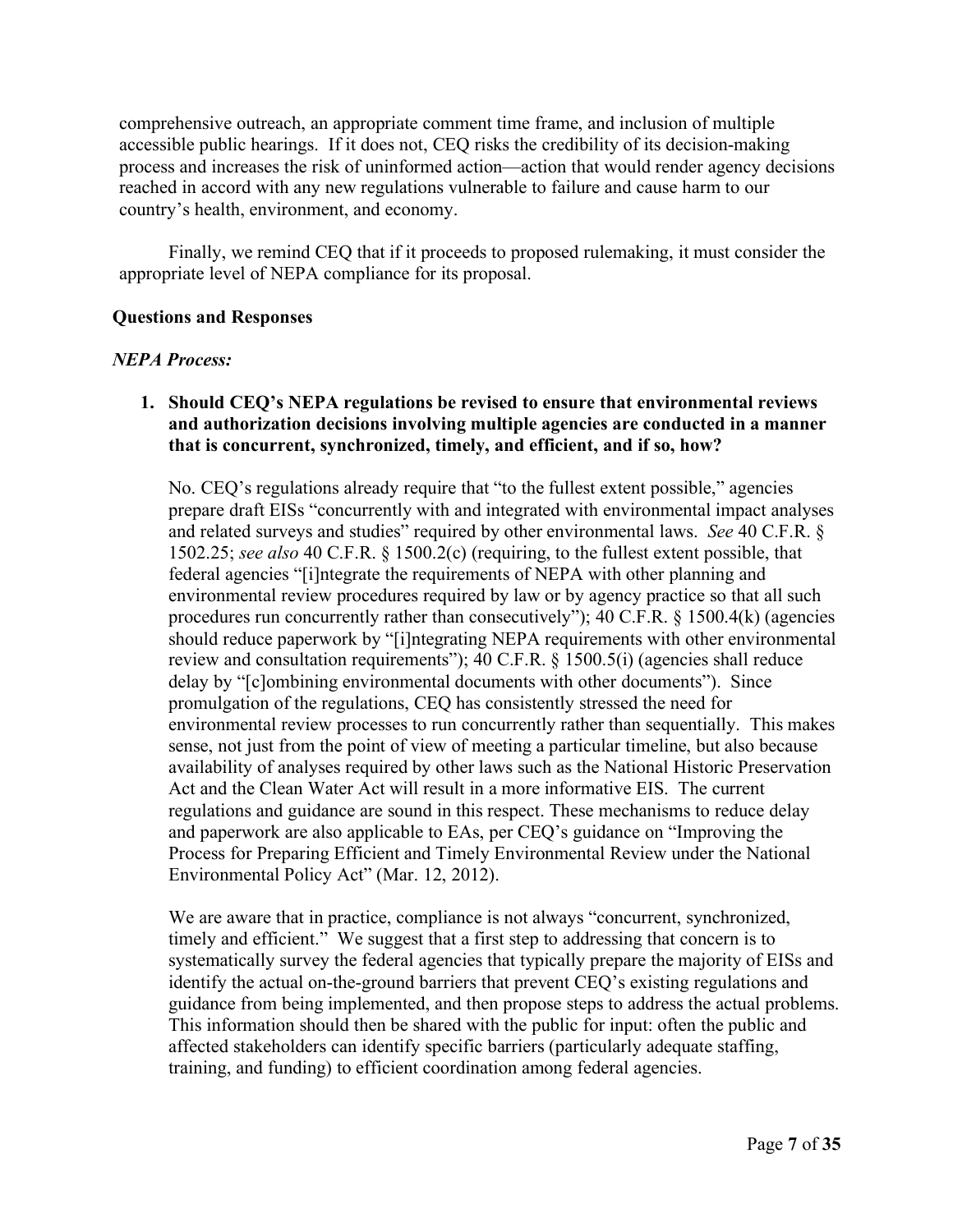comprehensive outreach, an appropriate comment time frame, and inclusion of multiple accessible public hearings. If it does not, CEQ risks the credibility of its decision-making process and increases the risk of uninformed action—action that would render agency decisions reached in accord with any new regulations vulnerable to failure and cause harm to our country's health, environment, and economy.

Finally, we remind CEQ that if it proceeds to proposed rulemaking, it must consider the appropriate level of NEPA compliance for its proposal.

**Questions and Responses**

***NEPA Process:***

1. **Should CEQ's NEPA regulations be revised to ensure that environmental reviews and authorization decisions involving multiple agencies are conducted in a manner that is concurrent, synchronized, timely, and efficient, and if so, how?**

   No. CEQ's regulations already require that "to the fullest extent possible," agencies prepare draft EISs "concurrently with and integrated with environmental impact analyses and related surveys and studies" required by other environmental laws. *See* 40 C.F.R. § 1502.25; *see also* 40 C.F.R. § 1500.2(c) (requiring, to the fullest extent possible, that federal agencies "[i]ntegrate the requirements of NEPA with other planning and environmental review procedures required by law or by agency practice so that all such procedures run concurrently rather than consecutively"); 40 C.F.R. § 1500.4(k) (agencies should reduce paperwork by "[i]ntegrating NEPA requirements with other environmental review and consultation requirements"); 40 C.F.R. § 1500.5(i) (agencies shall reduce delay by "[c]ombining environmental documents with other documents"). Since promulgation of the regulations, CEQ has consistently stressed the need for environmental review processes to run concurrently rather than sequentially. This makes sense, not just from the point of view of meeting a particular timeline, but also because availability of analyses required by other laws such as the National Historic Preservation Act and the Clean Water Act will result in a more informative EIS. The current regulations and guidance are sound in this respect. These mechanisms to reduce delay and paperwork are also applicable to EAs, per CEQ's guidance on "Improving the Process for Preparing Efficient and Timely Environmental Review under the National Environmental Policy Act" (Mar. 12, 2012).

   We are aware that in practice, compliance is not always "concurrent, synchronized, timely and efficient." We suggest that a first step to addressing that concern is to systematically survey the federal agencies that typically prepare the majority of EISs and identify the actual on-the-ground barriers that prevent CEQ's existing regulations and guidance from being implemented, and then propose steps to address the actual problems. This information should then be shared with the public for input: often the public and affected stakeholders can identify specific barriers (particularly adequate staffing, training, and funding) to efficient coordination among federal agencies.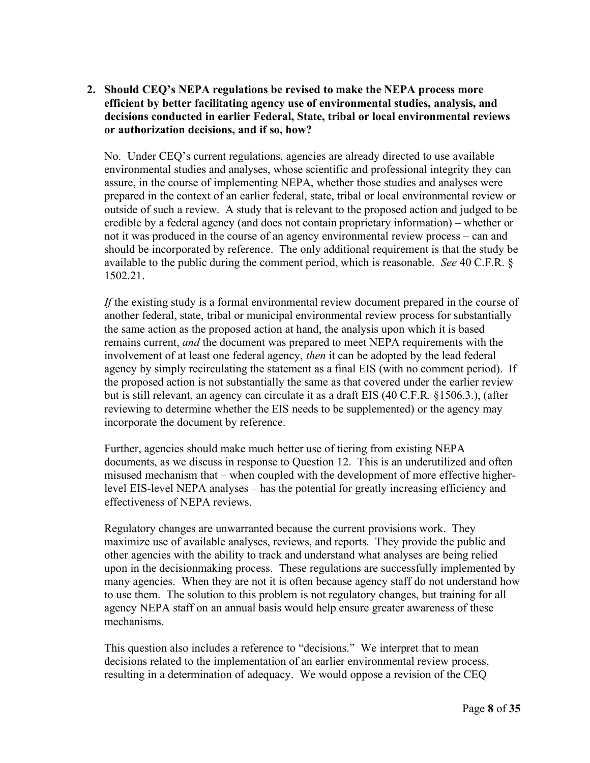**2. Should CEQ's NEPA regulations be revised to make the NEPA process more efficient by better facilitating agency use of environmental studies, analysis, and decisions conducted in earlier Federal, State, tribal or local environmental reviews or authorization decisions, and if so, how?**

No. Under CEQ's current regulations, agencies are already directed to use available environmental studies and analyses, whose scientific and professional integrity they can assure, in the course of implementing NEPA, whether those studies and analyses were prepared in the context of an earlier federal, state, tribal or local environmental review or outside of such a review. A study that is relevant to the proposed action and judged to be credible by a federal agency (and does not contain proprietary information) – whether or not it was produced in the course of an agency environmental review process – can and should be incorporated by reference. The only additional requirement is that the study be available to the public during the comment period, which is reasonable. *See* 40 C.F.R. § 1502.21.

*If* the existing study is a formal environmental review document prepared in the course of another federal, state, tribal or municipal environmental review process for substantially the same action as the proposed action at hand, the analysis upon which it is based remains current, *and* the document was prepared to meet NEPA requirements with the involvement of at least one federal agency, *then* it can be adopted by the lead federal agency by simply recirculating the statement as a final EIS (with no comment period). If the proposed action is not substantially the same as that covered under the earlier review but is still relevant, an agency can circulate it as a draft EIS (40 C.F.R. §1506.3.), (after reviewing to determine whether the EIS needs to be supplemented) or the agency may incorporate the document by reference.

Further, agencies should make much better use of tiering from existing NEPA documents, as we discuss in response to Question 12. This is an underutilized and often misused mechanism that – when coupled with the development of more effective higher-level EIS-level NEPA analyses – has the potential for greatly increasing efficiency and effectiveness of NEPA reviews.

Regulatory changes are unwarranted because the current provisions work. They maximize use of available analyses, reviews, and reports. They provide the public and other agencies with the ability to track and understand what analyses are being relied upon in the decisionmaking process. These regulations are successfully implemented by many agencies. When they are not it is often because agency staff do not understand how to use them. The solution to this problem is not regulatory changes, but training for all agency NEPA staff on an annual basis would help ensure greater awareness of these mechanisms.

This question also includes a reference to "decisions." We interpret that to mean decisions related to the implementation of an earlier environmental review process, resulting in a determination of adequacy. We would oppose a revision of the CEQ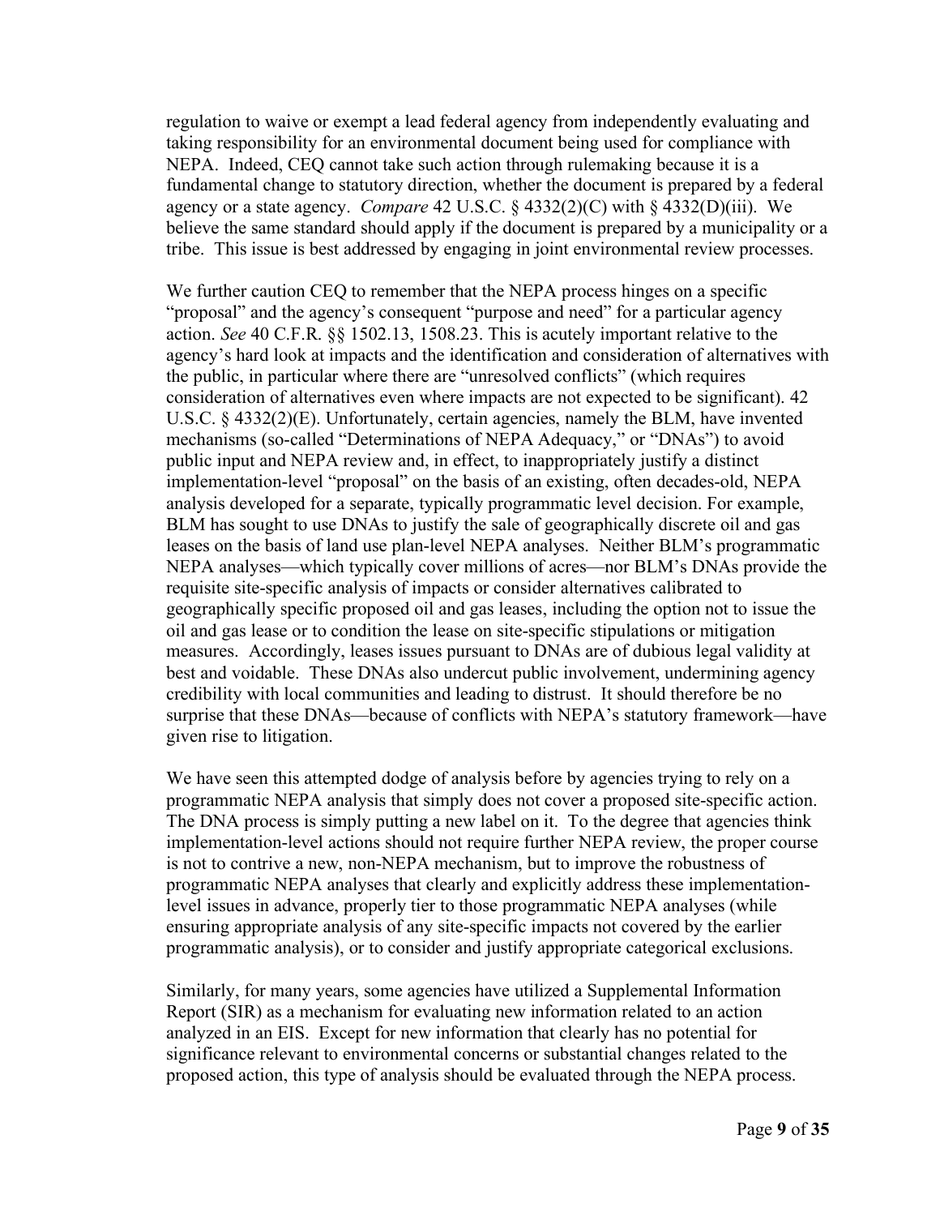regulation to waive or exempt a lead federal agency from independently evaluating and taking responsibility for an environmental document being used for compliance with NEPA. Indeed, CEQ cannot take such action through rulemaking because it is a fundamental change to statutory direction, whether the document is prepared by a federal agency or a state agency. *Compare* 42 U.S.C. § 4332(2)(C) with § 4332(D)(iii). We believe the same standard should apply if the document is prepared by a municipality or a tribe. This issue is best addressed by engaging in joint environmental review processes.

We further caution CEQ to remember that the NEPA process hinges on a specific "proposal" and the agency's consequent "purpose and need" for a particular agency action. *See* 40 C.F.R. §§ 1502.13, 1508.23. This is acutely important relative to the agency's hard look at impacts and the identification and consideration of alternatives with the public, in particular where there are "unresolved conflicts" (which requires consideration of alternatives even where impacts are not expected to be significant). 42 U.S.C. § 4332(2)(E). Unfortunately, certain agencies, namely the BLM, have invented mechanisms (so-called "Determinations of NEPA Adequacy," or "DNAs") to avoid public input and NEPA review and, in effect, to inappropriately justify a distinct implementation-level "proposal" on the basis of an existing, often decades-old, NEPA analysis developed for a separate, typically programmatic level decision. For example, BLM has sought to use DNAs to justify the sale of geographically discrete oil and gas leases on the basis of land use plan-level NEPA analyses. Neither BLM's programmatic NEPA analyses—which typically cover millions of acres—nor BLM's DNAs provide the requisite site-specific analysis of impacts or consider alternatives calibrated to geographically specific proposed oil and gas leases, including the option not to issue the oil and gas lease or to condition the lease on site-specific stipulations or mitigation measures. Accordingly, leases issues pursuant to DNAs are of dubious legal validity at best and voidable. These DNAs also undercut public involvement, undermining agency credibility with local communities and leading to distrust. It should therefore be no surprise that these DNAs—because of conflicts with NEPA's statutory framework—have given rise to litigation.

We have seen this attempted dodge of analysis before by agencies trying to rely on a programmatic NEPA analysis that simply does not cover a proposed site-specific action. The DNA process is simply putting a new label on it. To the degree that agencies think implementation-level actions should not require further NEPA review, the proper course is not to contrive a new, non-NEPA mechanism, but to improve the robustness of programmatic NEPA analyses that clearly and explicitly address these implementation-level issues in advance, properly tier to those programmatic NEPA analyses (while ensuring appropriate analysis of any site-specific impacts not covered by the earlier programmatic analysis), or to consider and justify appropriate categorical exclusions.

Similarly, for many years, some agencies have utilized a Supplemental Information Report (SIR) as a mechanism for evaluating new information related to an action analyzed in an EIS. Except for new information that clearly has no potential for significance relevant to environmental concerns or substantial changes related to the proposed action, this type of analysis should be evaluated through the NEPA process.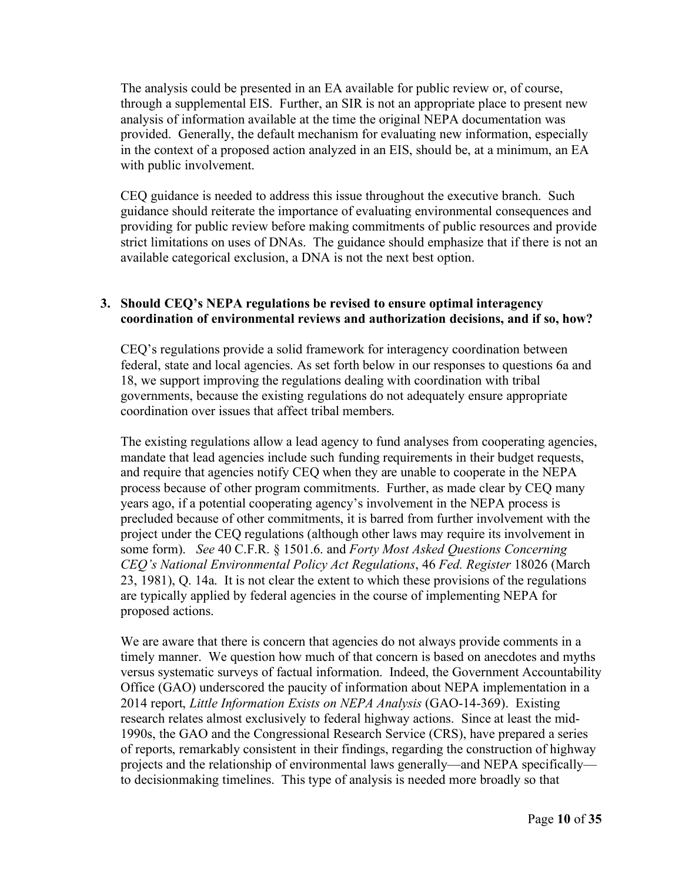The analysis could be presented in an EA available for public review or, of course, through a supplemental EIS. Further, an SIR is not an appropriate place to present new analysis of information available at the time the original NEPA documentation was provided. Generally, the default mechanism for evaluating new information, especially in the context of a proposed action analyzed in an EIS, should be, at a minimum, an EA with public involvement.

CEQ guidance is needed to address this issue throughout the executive branch. Such guidance should reiterate the importance of evaluating environmental consequences and providing for public review before making commitments of public resources and provide strict limitations on uses of DNAs. The guidance should emphasize that if there is not an available categorical exclusion, a DNA is not the next best option.

**3. Should CEQ's NEPA regulations be revised to ensure optimal interagency coordination of environmental reviews and authorization decisions, and if so, how?**

CEQ's regulations provide a solid framework for interagency coordination between federal, state and local agencies. As set forth below in our responses to questions 6a and 18, we support improving the regulations dealing with coordination with tribal governments, because the existing regulations do not adequately ensure appropriate coordination over issues that affect tribal members.

The existing regulations allow a lead agency to fund analyses from cooperating agencies, mandate that lead agencies include such funding requirements in their budget requests, and require that agencies notify CEQ when they are unable to cooperate in the NEPA process because of other program commitments. Further, as made clear by CEQ many years ago, if a potential cooperating agency's involvement in the NEPA process is precluded because of other commitments, it is barred from further involvement with the project under the CEQ regulations (although other laws may require its involvement in some form). *See* 40 C.F.R. § 1501.6. and *Forty Most Asked Questions Concerning CEQ's National Environmental Policy Act Regulations*, 46 *Fed. Register* 18026 (March 23, 1981), Q. 14a. It is not clear the extent to which these provisions of the regulations are typically applied by federal agencies in the course of implementing NEPA for proposed actions.

We are aware that there is concern that agencies do not always provide comments in a timely manner. We question how much of that concern is based on anecdotes and myths versus systematic surveys of factual information. Indeed, the Government Accountability Office (GAO) underscored the paucity of information about NEPA implementation in a 2014 report, *Little Information Exists on NEPA Analysis* (GAO-14-369). Existing research relates almost exclusively to federal highway actions. Since at least the mid-1990s, the GAO and the Congressional Research Service (CRS), have prepared a series of reports, remarkably consistent in their findings, regarding the construction of highway projects and the relationship of environmental laws generally—and NEPA specifically—to decisionmaking timelines. This type of analysis is needed more broadly so that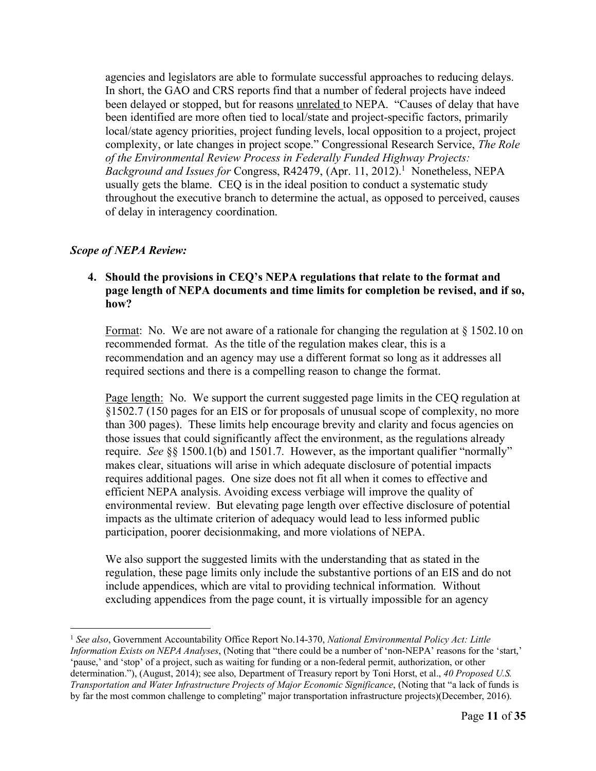agencies and legislators are able to formulate successful approaches to reducing delays. In short, the GAO and CRS reports find that a number of federal projects have indeed been delayed or stopped, but for reasons <u>unrelated</u> to NEPA. "Causes of delay that have been identified are more often tied to local/state and project-specific factors, primarily local/state agency priorities, project funding levels, local opposition to a project, project complexity, or late changes in project scope." Congressional Research Service, *The Role of the Environmental Review Process in Federally Funded Highway Projects: Background and Issues for* Congress, R42479, (Apr. 11, 2012).[1] Nonetheless, NEPA usually gets the blame. CEQ is in the ideal position to conduct a systematic study throughout the executive branch to determine the actual, as opposed to perceived, causes of delay in interagency coordination.

### *Scope of NEPA Review:*

**4. Should the provisions in CEQ's NEPA regulations that relate to the format and page length of NEPA documents and time limits for completion be revised, and if so, how?**

<u>Format</u>: No. We are not aware of a rationale for changing the regulation at § 1502.10 on recommended format. As the title of the regulation makes clear, this is a recommendation and an agency may use a different format so long as it addresses all required sections and there is a compelling reason to change the format.

<u>Page length:</u> No. We support the current suggested page limits in the CEQ regulation at §1502.7 (150 pages for an EIS or for proposals of unusual scope of complexity, no more than 300 pages). These limits help encourage brevity and clarity and focus agencies on those issues that could significantly affect the environment, as the regulations already require. *See* §§ 1500.1(b) and 1501.7. However, as the important qualifier "normally" makes clear, situations will arise in which adequate disclosure of potential impacts requires additional pages. One size does not fit all when it comes to effective and efficient NEPA analysis. Avoiding excess verbiage will improve the quality of environmental review. But elevating page length over effective disclosure of potential impacts as the ultimate criterion of adequacy would lead to less informed public participation, poorer decisionmaking, and more violations of NEPA.

We also support the suggested limits with the understanding that as stated in the regulation, these page limits only include the substantive portions of an EIS and do not include appendices, which are vital to providing technical information. Without excluding appendices from the page count, it is virtually impossible for an agency

---

[1] *See also*, Government Accountability Office Report No.14-370, *National Environmental Policy Act: Little Information Exists on NEPA Analyses*, (Noting that "there could be a number of 'non-NEPA' reasons for the 'start,' 'pause,' and 'stop' of a project, such as waiting for funding or a non-federal permit, authorization, or other determination."), (August, 2014); see also, Department of Treasury report by Toni Horst, et al., *40 Proposed U.S. Transportation and Water Infrastructure Projects of Major Economic Significance*, (Noting that "a lack of funds is by far the most common challenge to completing" major transportation infrastructure projects)(December, 2016).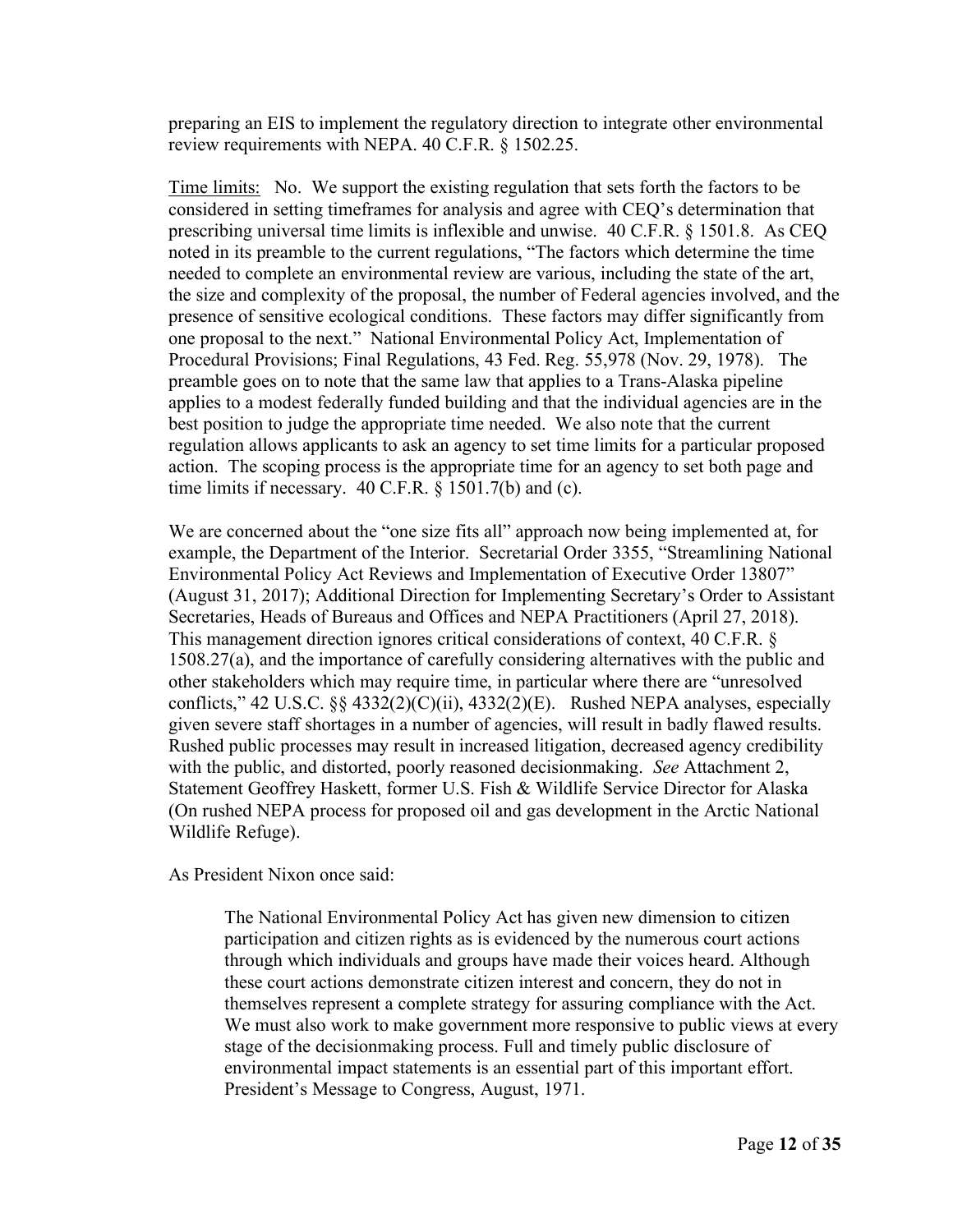preparing an EIS to implement the regulatory direction to integrate other environmental review requirements with NEPA. 40 C.F.R. § 1502.25.

<u>Time limits:</u> No. We support the existing regulation that sets forth the factors to be considered in setting timeframes for analysis and agree with CEQ's determination that prescribing universal time limits is inflexible and unwise. 40 C.F.R. § 1501.8. As CEQ noted in its preamble to the current regulations, "The factors which determine the time needed to complete an environmental review are various, including the state of the art, the size and complexity of the proposal, the number of Federal agencies involved, and the presence of sensitive ecological conditions. These factors may differ significantly from one proposal to the next." National Environmental Policy Act, Implementation of Procedural Provisions; Final Regulations, 43 Fed. Reg. 55,978 (Nov. 29, 1978). The preamble goes on to note that the same law that applies to a Trans-Alaska pipeline applies to a modest federally funded building and that the individual agencies are in the best position to judge the appropriate time needed. We also note that the current regulation allows applicants to ask an agency to set time limits for a particular proposed action. The scoping process is the appropriate time for an agency to set both page and time limits if necessary. 40 C.F.R. § 1501.7(b) and (c).

We are concerned about the "one size fits all" approach now being implemented at, for example, the Department of the Interior. Secretarial Order 3355, "Streamlining National Environmental Policy Act Reviews and Implementation of Executive Order 13807" (August 31, 2017); Additional Direction for Implementing Secretary's Order to Assistant Secretaries, Heads of Bureaus and Offices and NEPA Practitioners (April 27, 2018). This management direction ignores critical considerations of context, 40 C.F.R. § 1508.27(a), and the importance of carefully considering alternatives with the public and other stakeholders which may require time, in particular where there are "unresolved conflicts," 42 U.S.C. §§ 4332(2)(C)(ii), 4332(2)(E). Rushed NEPA analyses, especially given severe staff shortages in a number of agencies, will result in badly flawed results. Rushed public processes may result in increased litigation, decreased agency credibility with the public, and distorted, poorly reasoned decisionmaking. *See* Attachment 2, Statement Geoffrey Haskett, former U.S. Fish & Wildlife Service Director for Alaska (On rushed NEPA process for proposed oil and gas development in the Arctic National Wildlife Refuge).

As President Nixon once said:

> The National Environmental Policy Act has given new dimension to citizen participation and citizen rights as is evidenced by the numerous court actions through which individuals and groups have made their voices heard. Although these court actions demonstrate citizen interest and concern, they do not in themselves represent a complete strategy for assuring compliance with the Act. We must also work to make government more responsive to public views at every stage of the decisionmaking process. Full and timely public disclosure of environmental impact statements is an essential part of this important effort. President's Message to Congress, August, 1971.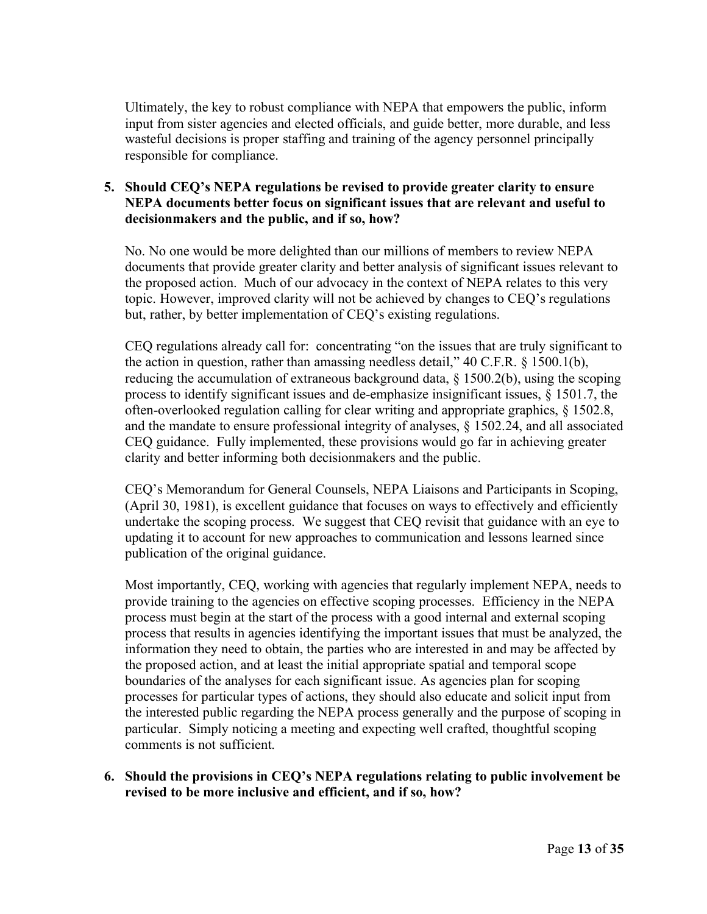Ultimately, the key to robust compliance with NEPA that empowers the public, inform input from sister agencies and elected officials, and guide better, more durable, and less wasteful decisions is proper staffing and training of the agency personnel principally responsible for compliance.

**5. Should CEQ's NEPA regulations be revised to provide greater clarity to ensure NEPA documents better focus on significant issues that are relevant and useful to decisionmakers and the public, and if so, how?**

No. No one would be more delighted than our millions of members to review NEPA documents that provide greater clarity and better analysis of significant issues relevant to the proposed action. Much of our advocacy in the context of NEPA relates to this very topic. However, improved clarity will not be achieved by changes to CEQ's regulations but, rather, by better implementation of CEQ's existing regulations.

CEQ regulations already call for: concentrating "on the issues that are truly significant to the action in question, rather than amassing needless detail," 40 C.F.R. § 1500.1(b), reducing the accumulation of extraneous background data, § 1500.2(b), using the scoping process to identify significant issues and de-emphasize insignificant issues, § 1501.7, the often-overlooked regulation calling for clear writing and appropriate graphics, § 1502.8, and the mandate to ensure professional integrity of analyses, § 1502.24, and all associated CEQ guidance. Fully implemented, these provisions would go far in achieving greater clarity and better informing both decisionmakers and the public.

CEQ's Memorandum for General Counsels, NEPA Liaisons and Participants in Scoping, (April 30, 1981), is excellent guidance that focuses on ways to effectively and efficiently undertake the scoping process. We suggest that CEQ revisit that guidance with an eye to updating it to account for new approaches to communication and lessons learned since publication of the original guidance.

Most importantly, CEQ, working with agencies that regularly implement NEPA, needs to provide training to the agencies on effective scoping processes. Efficiency in the NEPA process must begin at the start of the process with a good internal and external scoping process that results in agencies identifying the important issues that must be analyzed, the information they need to obtain, the parties who are interested in and may be affected by the proposed action, and at least the initial appropriate spatial and temporal scope boundaries of the analyses for each significant issue. As agencies plan for scoping processes for particular types of actions, they should also educate and solicit input from the interested public regarding the NEPA process generally and the purpose of scoping in particular. Simply noticing a meeting and expecting well crafted, thoughtful scoping comments is not sufficient.

**6. Should the provisions in CEQ's NEPA regulations relating to public involvement be revised to be more inclusive and efficient, and if so, how?**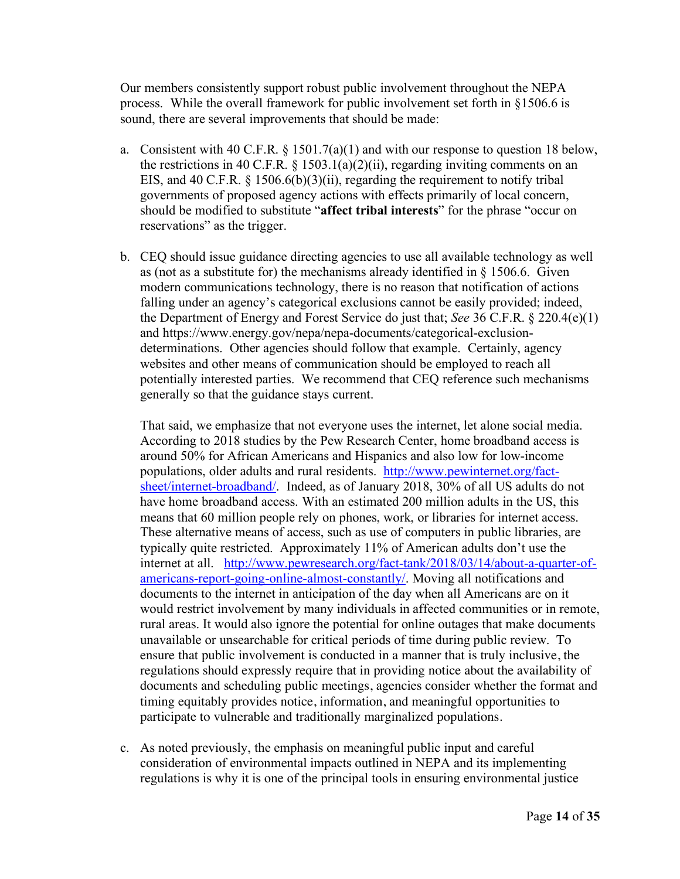Our members consistently support robust public involvement throughout the NEPA process. While the overall framework for public involvement set forth in §1506.6 is sound, there are several improvements that should be made:

a. Consistent with 40 C.F.R. § 1501.7(a)(1) and with our response to question 18 below, the restrictions in 40 C.F.R. § 1503.1(a)(2)(ii), regarding inviting comments on an EIS, and 40 C.F.R. § 1506.6(b)(3)(ii), regarding the requirement to notify tribal governments of proposed agency actions with effects primarily of local concern, should be modified to substitute "**affect tribal interests**" for the phrase "occur on reservations" as the trigger.

b. CEQ should issue guidance directing agencies to use all available technology as well as (not as a substitute for) the mechanisms already identified in § 1506.6. Given modern communications technology, there is no reason that notification of actions falling under an agency's categorical exclusions cannot be easily provided; indeed, the Department of Energy and Forest Service do just that; *See* 36 C.F.R. § 220.4(e)(1) and https://www.energy.gov/nepa/nepa-documents/categorical-exclusion-determinations. Other agencies should follow that example. Certainly, agency websites and other means of communication should be employed to reach all potentially interested parties. We recommend that CEQ reference such mechanisms generally so that the guidance stays current.

   That said, we emphasize that not everyone uses the internet, let alone social media. According to 2018 studies by the Pew Research Center, home broadband access is around 50% for African Americans and Hispanics and also low for low-income populations, older adults and rural residents. [http://www.pewinternet.org/fact-sheet/internet-broadband/](http://www.pewinternet.org/fact-sheet/internet-broadband/). Indeed, as of January 2018, 30% of all US adults do not have home broadband access. With an estimated 200 million adults in the US, this means that 60 million people rely on phones, work, or libraries for internet access. These alternative means of access, such as use of computers in public libraries, are typically quite restricted. Approximately 11% of American adults don't use the internet at all. [http://www.pewresearch.org/fact-tank/2018/03/14/about-a-quarter-of-americans-report-going-online-almost-constantly/](http://www.pewresearch.org/fact-tank/2018/03/14/about-a-quarter-of-americans-report-going-online-almost-constantly/). Moving all notifications and documents to the internet in anticipation of the day when all Americans are on it would restrict involvement by many individuals in affected communities or in remote, rural areas. It would also ignore the potential for online outages that make documents unavailable or unsearchable for critical periods of time during public review. To ensure that public involvement is conducted in a manner that is truly inclusive, the regulations should expressly require that in providing notice about the availability of documents and scheduling public meetings, agencies consider whether the format and timing equitably provides notice, information, and meaningful opportunities to participate to vulnerable and traditionally marginalized populations.

c. As noted previously, the emphasis on meaningful public input and careful consideration of environmental impacts outlined in NEPA and its implementing regulations is why it is one of the principal tools in ensuring environmental justice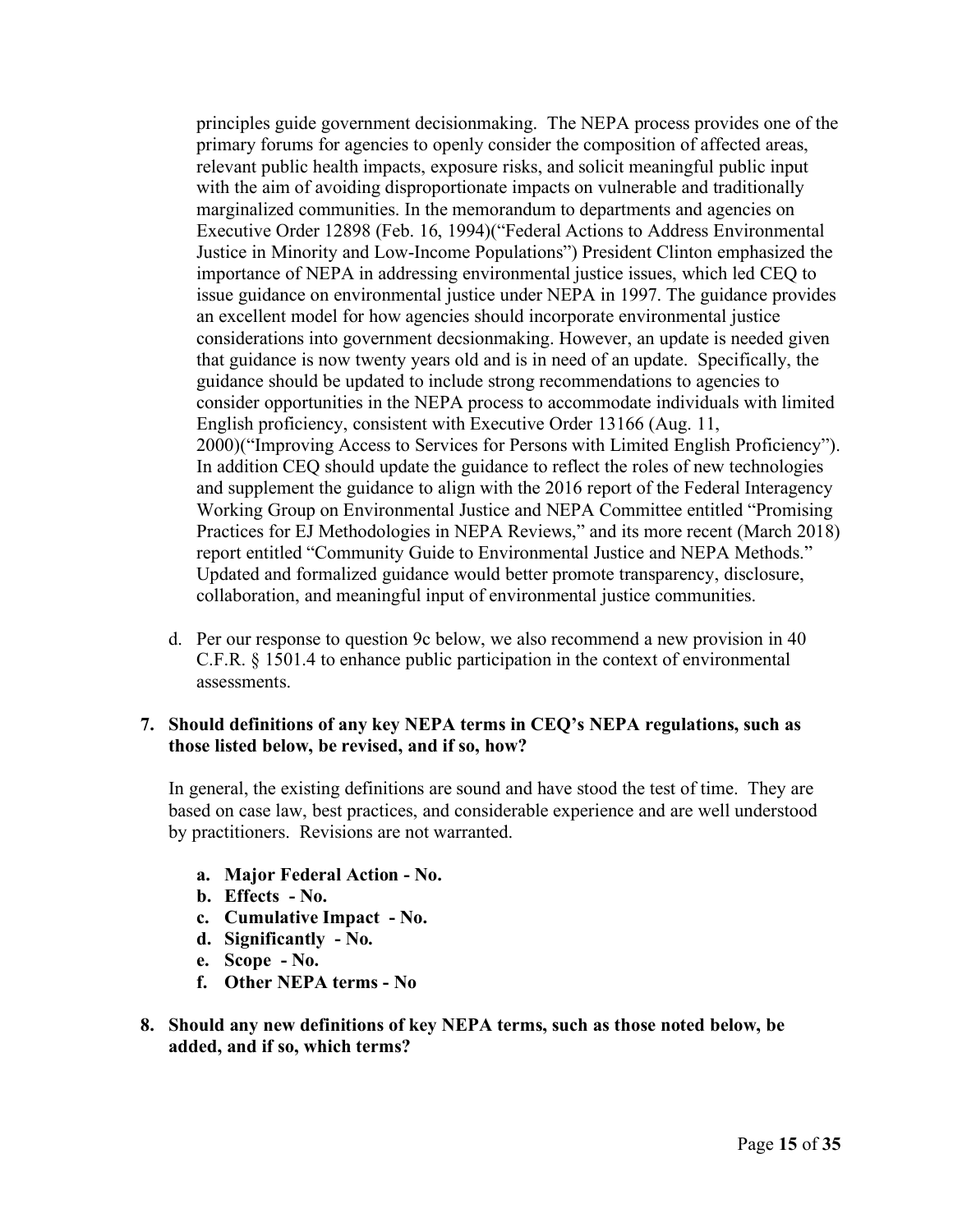principles guide government decisionmaking. The NEPA process provides one of the primary forums for agencies to openly consider the composition of affected areas, relevant public health impacts, exposure risks, and solicit meaningful public input with the aim of avoiding disproportionate impacts on vulnerable and traditionally marginalized communities. In the memorandum to departments and agencies on Executive Order 12898 (Feb. 16, 1994)("Federal Actions to Address Environmental Justice in Minority and Low-Income Populations") President Clinton emphasized the importance of NEPA in addressing environmental justice issues, which led CEQ to issue guidance on environmental justice under NEPA in 1997. The guidance provides an excellent model for how agencies should incorporate environmental justice considerations into government decsionmaking. However, an update is needed given that guidance is now twenty years old and is in need of an update. Specifically, the guidance should be updated to include strong recommendations to agencies to consider opportunities in the NEPA process to accommodate individuals with limited English proficiency, consistent with Executive Order 13166 (Aug. 11, 2000)("Improving Access to Services for Persons with Limited English Proficiency"). In addition CEQ should update the guidance to reflect the roles of new technologies and supplement the guidance to align with the 2016 report of the Federal Interagency Working Group on Environmental Justice and NEPA Committee entitled "Promising Practices for EJ Methodologies in NEPA Reviews," and its more recent (March 2018) report entitled "Community Guide to Environmental Justice and NEPA Methods." Updated and formalized guidance would better promote transparency, disclosure, collaboration, and meaningful input of environmental justice communities.

d. Per our response to question 9c below, we also recommend a new provision in 40 C.F.R. § 1501.4 to enhance public participation in the context of environmental assessments.

**7. Should definitions of any key NEPA terms in CEQ's NEPA regulations, such as those listed below, be revised, and if so, how?**

In general, the existing definitions are sound and have stood the test of time. They are based on case law, best practices, and considerable experience and are well understood by practitioners. Revisions are not warranted.

- **a. Major Federal Action - No.**
- **b. Effects - No.**
- **c. Cumulative Impact - No.**
- **d. Significantly - No.**
- **e. Scope - No.**
- **f. Other NEPA terms - No**

**8. Should any new definitions of key NEPA terms, such as those noted below, be added, and if so, which terms?**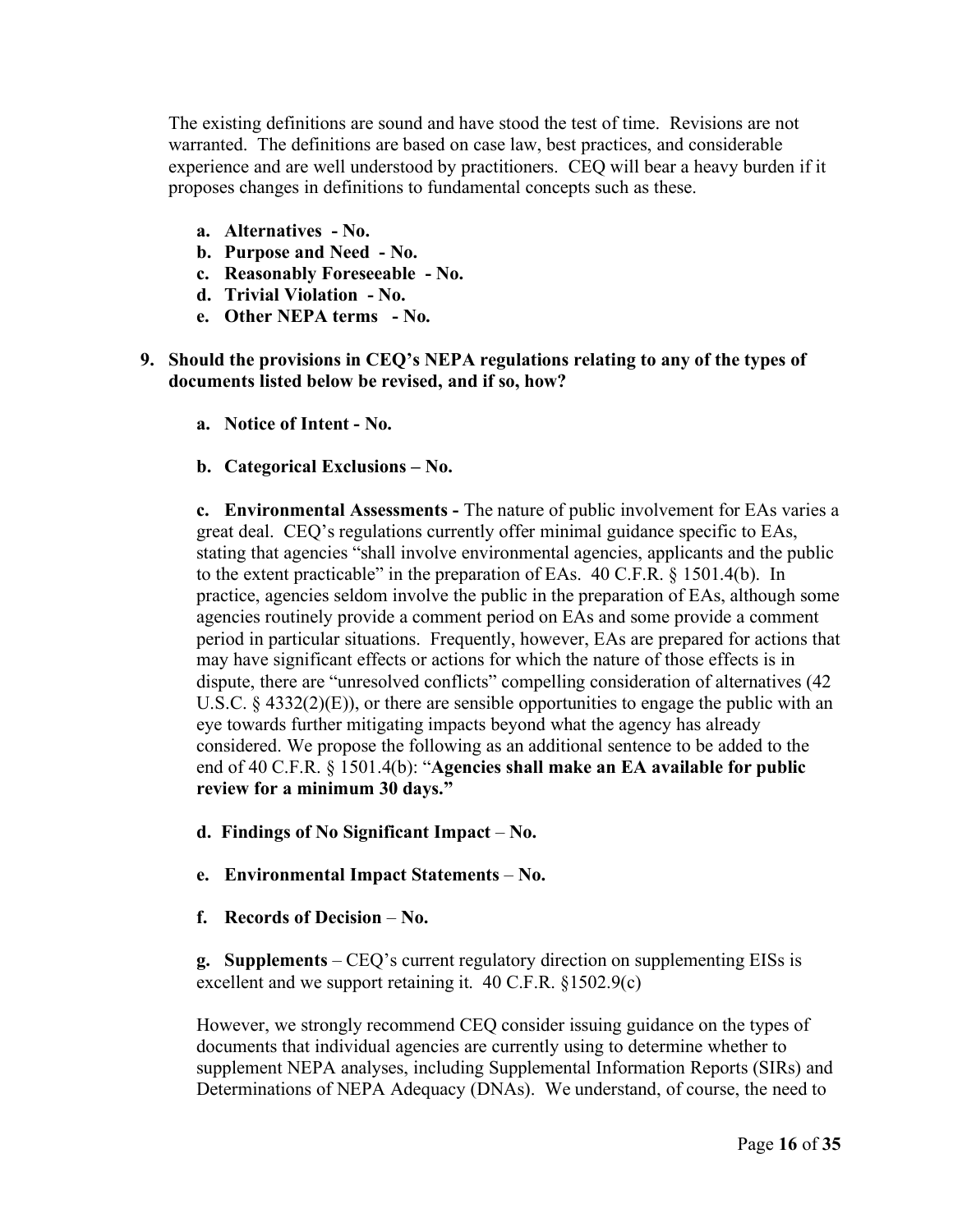The existing definitions are sound and have stood the test of time. Revisions are not warranted. The definitions are based on case law, best practices, and considerable experience and are well understood by practitioners. CEQ will bear a heavy burden if it proposes changes in definitions to fundamental concepts such as these.

- **a. Alternatives - No.**
- **b. Purpose and Need - No.**
- **c. Reasonably Foreseeable - No.**
- **d. Trivial Violation - No.**
- **e. Other NEPA terms - No.**

**9. Should the provisions in CEQ's NEPA regulations relating to any of the types of documents listed below be revised, and if so, how?**

**a. Notice of Intent - No.**

**b. Categorical Exclusions – No.**

**c. Environmental Assessments -** The nature of public involvement for EAs varies a great deal. CEQ's regulations currently offer minimal guidance specific to EAs, stating that agencies "shall involve environmental agencies, applicants and the public to the extent practicable" in the preparation of EAs. 40 C.F.R. § 1501.4(b). In practice, agencies seldom involve the public in the preparation of EAs, although some agencies routinely provide a comment period on EAs and some provide a comment period in particular situations. Frequently, however, EAs are prepared for actions that may have significant effects or actions for which the nature of those effects is in dispute, there are "unresolved conflicts" compelling consideration of alternatives (42 U.S.C. § 4332(2)(E)), or there are sensible opportunities to engage the public with an eye towards further mitigating impacts beyond what the agency has already considered. We propose the following as an additional sentence to be added to the end of 40 C.F.R. § 1501.4(b): "**Agencies shall make an EA available for public review for a minimum 30 days."**

**d. Findings of No Significant Impact** – **No.**

**e. Environmental Impact Statements** – **No.**

**f. Records of Decision** – **No.**

**g. Supplements** – CEQ's current regulatory direction on supplementing EISs is excellent and we support retaining it. 40 C.F.R. §1502.9(c)

However, we strongly recommend CEQ consider issuing guidance on the types of documents that individual agencies are currently using to determine whether to supplement NEPA analyses, including Supplemental Information Reports (SIRs) and Determinations of NEPA Adequacy (DNAs). We understand, of course, the need to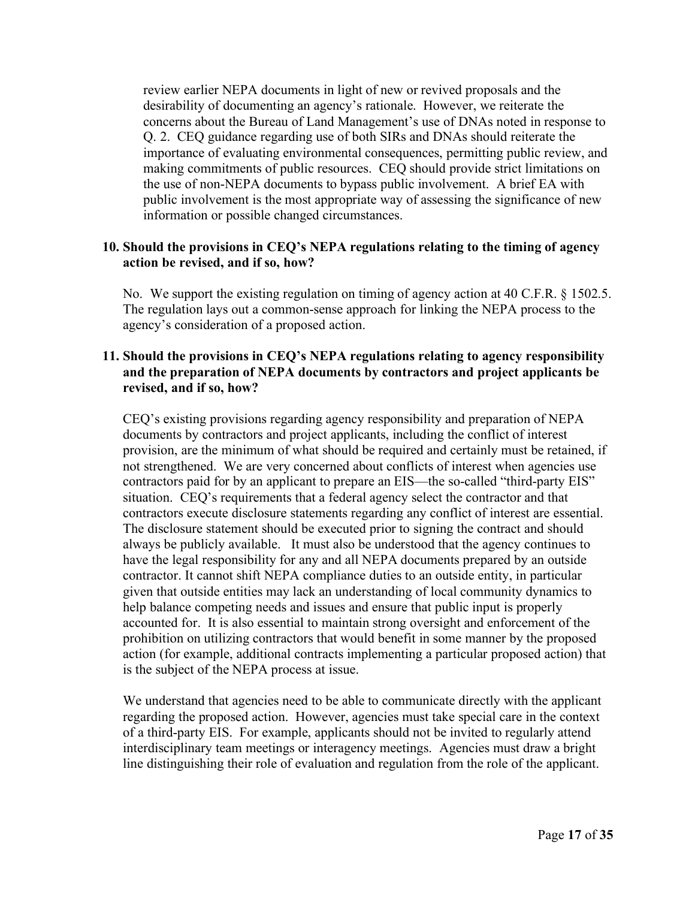review earlier NEPA documents in light of new or revived proposals and the desirability of documenting an agency's rationale. However, we reiterate the concerns about the Bureau of Land Management's use of DNAs noted in response to Q. 2. CEQ guidance regarding use of both SIRs and DNAs should reiterate the importance of evaluating environmental consequences, permitting public review, and making commitments of public resources. CEQ should provide strict limitations on the use of non-NEPA documents to bypass public involvement. A brief EA with public involvement is the most appropriate way of assessing the significance of new information or possible changed circumstances.

**10. Should the provisions in CEQ's NEPA regulations relating to the timing of agency action be revised, and if so, how?**

No. We support the existing regulation on timing of agency action at 40 C.F.R. § 1502.5. The regulation lays out a common-sense approach for linking the NEPA process to the agency's consideration of a proposed action.

**11. Should the provisions in CEQ's NEPA regulations relating to agency responsibility and the preparation of NEPA documents by contractors and project applicants be revised, and if so, how?**

CEQ's existing provisions regarding agency responsibility and preparation of NEPA documents by contractors and project applicants, including the conflict of interest provision, are the minimum of what should be required and certainly must be retained, if not strengthened. We are very concerned about conflicts of interest when agencies use contractors paid for by an applicant to prepare an EIS—the so-called "third-party EIS" situation. CEQ's requirements that a federal agency select the contractor and that contractors execute disclosure statements regarding any conflict of interest are essential. The disclosure statement should be executed prior to signing the contract and should always be publicly available. It must also be understood that the agency continues to have the legal responsibility for any and all NEPA documents prepared by an outside contractor. It cannot shift NEPA compliance duties to an outside entity, in particular given that outside entities may lack an understanding of local community dynamics to help balance competing needs and issues and ensure that public input is properly accounted for. It is also essential to maintain strong oversight and enforcement of the prohibition on utilizing contractors that would benefit in some manner by the proposed action (for example, additional contracts implementing a particular proposed action) that is the subject of the NEPA process at issue.

We understand that agencies need to be able to communicate directly with the applicant regarding the proposed action. However, agencies must take special care in the context of a third-party EIS. For example, applicants should not be invited to regularly attend interdisciplinary team meetings or interagency meetings. Agencies must draw a bright line distinguishing their role of evaluation and regulation from the role of the applicant.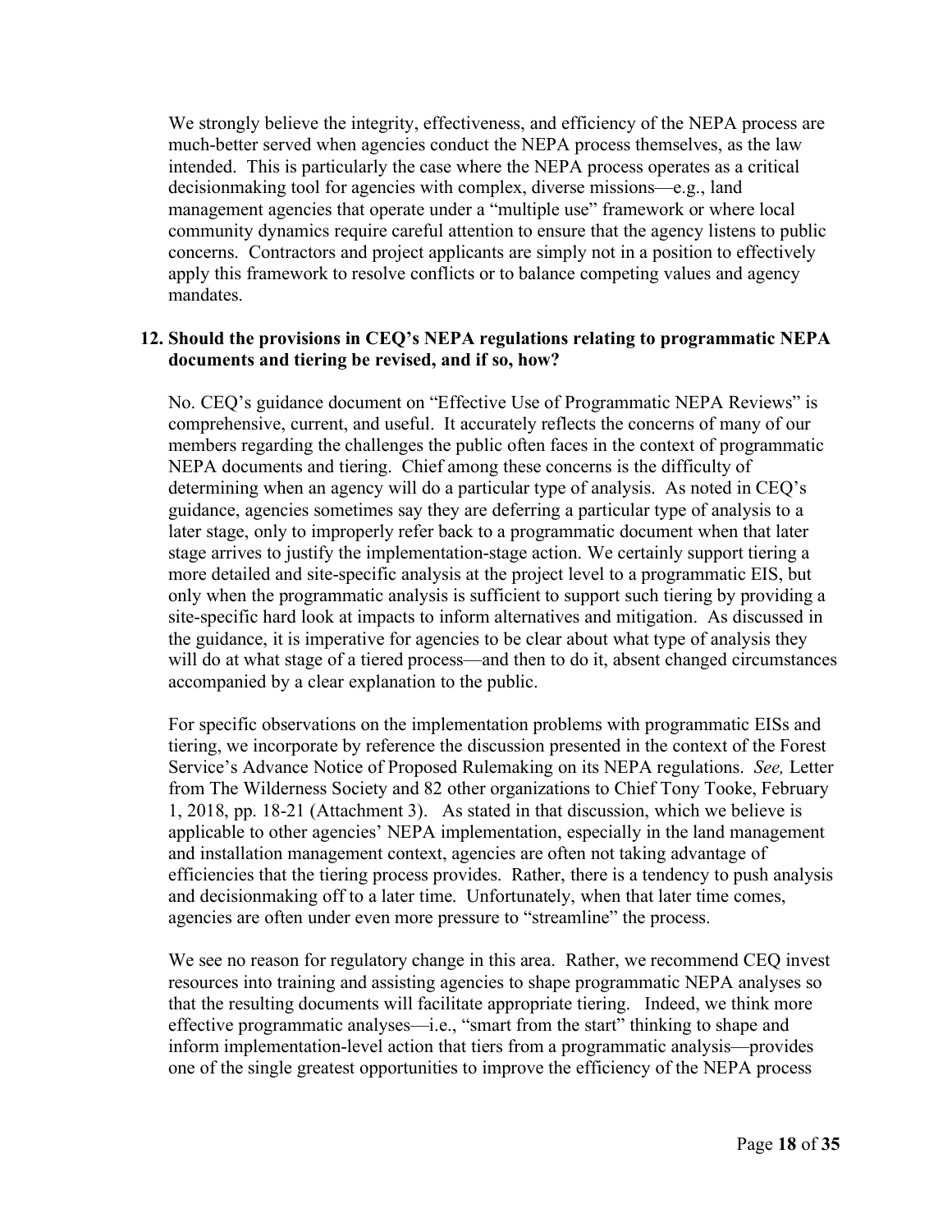We strongly believe the integrity, effectiveness, and efficiency of the NEPA process are much-better served when agencies conduct the NEPA process themselves, as the law intended. This is particularly the case where the NEPA process operates as a critical decisionmaking tool for agencies with complex, diverse missions—e.g., land management agencies that operate under a "multiple use" framework or where local community dynamics require careful attention to ensure that the agency listens to public concerns. Contractors and project applicants are simply not in a position to effectively apply this framework to resolve conflicts or to balance competing values and agency mandates.

**12. Should the provisions in CEQ's NEPA regulations relating to programmatic NEPA documents and tiering be revised, and if so, how?**

No. CEQ's guidance document on "Effective Use of Programmatic NEPA Reviews" is comprehensive, current, and useful. It accurately reflects the concerns of many of our members regarding the challenges the public often faces in the context of programmatic NEPA documents and tiering. Chief among these concerns is the difficulty of determining when an agency will do a particular type of analysis. As noted in CEQ's guidance, agencies sometimes say they are deferring a particular type of analysis to a later stage, only to improperly refer back to a programmatic document when that later stage arrives to justify the implementation-stage action. We certainly support tiering a more detailed and site-specific analysis at the project level to a programmatic EIS, but only when the programmatic analysis is sufficient to support such tiering by providing a site-specific hard look at impacts to inform alternatives and mitigation. As discussed in the guidance, it is imperative for agencies to be clear about what type of analysis they will do at what stage of a tiered process—and then to do it, absent changed circumstances accompanied by a clear explanation to the public.

For specific observations on the implementation problems with programmatic EISs and tiering, we incorporate by reference the discussion presented in the context of the Forest Service's Advance Notice of Proposed Rulemaking on its NEPA regulations. *See,* Letter from The Wilderness Society and 82 other organizations to Chief Tony Tooke, February 1, 2018, pp. 18-21 (Attachment 3). As stated in that discussion, which we believe is applicable to other agencies' NEPA implementation, especially in the land management and installation management context, agencies are often not taking advantage of efficiencies that the tiering process provides. Rather, there is a tendency to push analysis and decisionmaking off to a later time. Unfortunately, when that later time comes, agencies are often under even more pressure to "streamline" the process.

We see no reason for regulatory change in this area. Rather, we recommend CEQ invest resources into training and assisting agencies to shape programmatic NEPA analyses so that the resulting documents will facilitate appropriate tiering. Indeed, we think more effective programmatic analyses—i.e., "smart from the start" thinking to shape and inform implementation-level action that tiers from a programmatic analysis—provides one of the single greatest opportunities to improve the efficiency of the NEPA process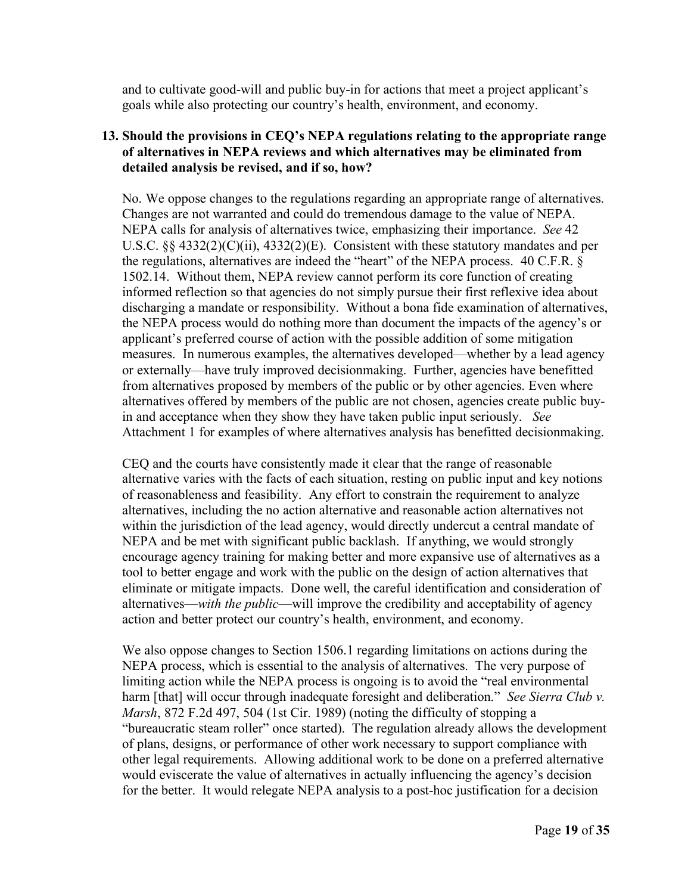and to cultivate good-will and public buy-in for actions that meet a project applicant's goals while also protecting our country's health, environment, and economy.

### 13. Should the provisions in CEQ's NEPA regulations relating to the appropriate range of alternatives in NEPA reviews and which alternatives may be eliminated from detailed analysis be revised, and if so, how?

No. We oppose changes to the regulations regarding an appropriate range of alternatives. Changes are not warranted and could do tremendous damage to the value of NEPA. NEPA calls for analysis of alternatives twice, emphasizing their importance. *See* 42 U.S.C. §§ 4332(2)(C)(ii), 4332(2)(E). Consistent with these statutory mandates and per the regulations, alternatives are indeed the "heart" of the NEPA process. 40 C.F.R. § 1502.14. Without them, NEPA review cannot perform its core function of creating informed reflection so that agencies do not simply pursue their first reflexive idea about discharging a mandate or responsibility. Without a bona fide examination of alternatives, the NEPA process would do nothing more than document the impacts of the agency's or applicant's preferred course of action with the possible addition of some mitigation measures. In numerous examples, the alternatives developed—whether by a lead agency or externally—have truly improved decisionmaking. Further, agencies have benefitted from alternatives proposed by members of the public or by other agencies. Even where alternatives offered by members of the public are not chosen, agencies create public buy-in and acceptance when they show they have taken public input seriously. *See* Attachment 1 for examples of where alternatives analysis has benefitted decisionmaking.

CEQ and the courts have consistently made it clear that the range of reasonable alternative varies with the facts of each situation, resting on public input and key notions of reasonableness and feasibility. Any effort to constrain the requirement to analyze alternatives, including the no action alternative and reasonable action alternatives not within the jurisdiction of the lead agency, would directly undercut a central mandate of NEPA and be met with significant public backlash. If anything, we would strongly encourage agency training for making better and more expansive use of alternatives as a tool to better engage and work with the public on the design of action alternatives that eliminate or mitigate impacts. Done well, the careful identification and consideration of alternatives—*with the public*—will improve the credibility and acceptability of agency action and better protect our country's health, environment, and economy.

We also oppose changes to Section 1506.1 regarding limitations on actions during the NEPA process, which is essential to the analysis of alternatives. The very purpose of limiting action while the NEPA process is ongoing is to avoid the "real environmental harm [that] will occur through inadequate foresight and deliberation." *See Sierra Club v. Marsh*, 872 F.2d 497, 504 (1st Cir. 1989) (noting the difficulty of stopping a "bureaucratic steam roller" once started). The regulation already allows the development of plans, designs, or performance of other work necessary to support compliance with other legal requirements. Allowing additional work to be done on a preferred alternative would eviscerate the value of alternatives in actually influencing the agency's decision for the better. It would relegate NEPA analysis to a post-hoc justification for a decision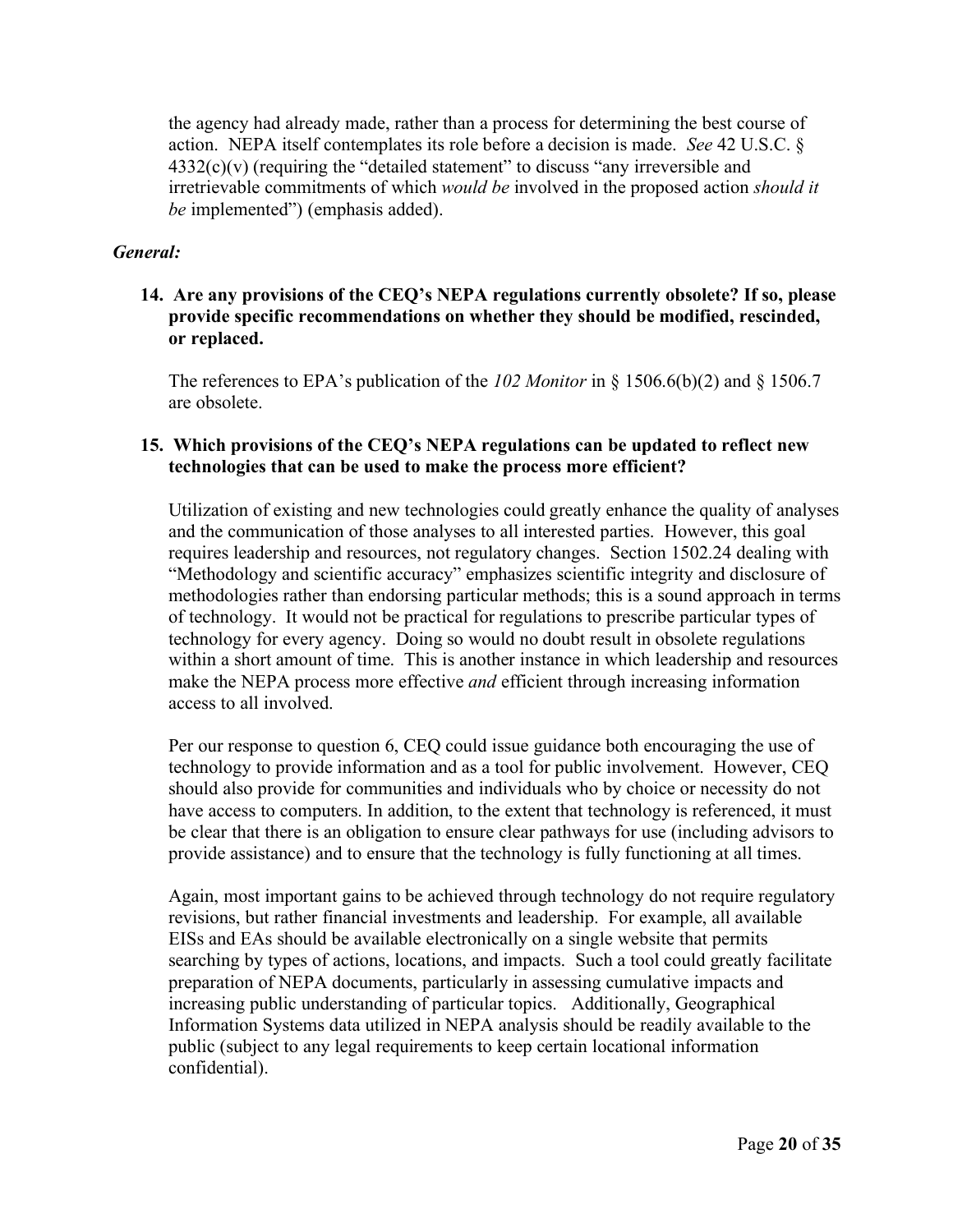the agency had already made, rather than a process for determining the best course of action. NEPA itself contemplates its role before a decision is made. *See* 42 U.S.C. § 4332(c)(v) (requiring the "detailed statement" to discuss "any irreversible and irretrievable commitments of which *would be* involved in the proposed action *should it be* implemented") (emphasis added).

***General:***

**14. Are any provisions of the CEQ's NEPA regulations currently obsolete? If so, please provide specific recommendations on whether they should be modified, rescinded, or replaced.**

The references to EPA's publication of the *102 Monitor* in § 1506.6(b)(2) and § 1506.7 are obsolete.

**15. Which provisions of the CEQ's NEPA regulations can be updated to reflect new technologies that can be used to make the process more efficient?**

Utilization of existing and new technologies could greatly enhance the quality of analyses and the communication of those analyses to all interested parties. However, this goal requires leadership and resources, not regulatory changes. Section 1502.24 dealing with "Methodology and scientific accuracy" emphasizes scientific integrity and disclosure of methodologies rather than endorsing particular methods; this is a sound approach in terms of technology. It would not be practical for regulations to prescribe particular types of technology for every agency. Doing so would no doubt result in obsolete regulations within a short amount of time. This is another instance in which leadership and resources make the NEPA process more effective *and* efficient through increasing information access to all involved.

Per our response to question 6, CEQ could issue guidance both encouraging the use of technology to provide information and as a tool for public involvement. However, CEQ should also provide for communities and individuals who by choice or necessity do not have access to computers. In addition, to the extent that technology is referenced, it must be clear that there is an obligation to ensure clear pathways for use (including advisors to provide assistance) and to ensure that the technology is fully functioning at all times.

Again, most important gains to be achieved through technology do not require regulatory revisions, but rather financial investments and leadership. For example, all available EISs and EAs should be available electronically on a single website that permits searching by types of actions, locations, and impacts. Such a tool could greatly facilitate preparation of NEPA documents, particularly in assessing cumulative impacts and increasing public understanding of particular topics. Additionally, Geographical Information Systems data utilized in NEPA analysis should be readily available to the public (subject to any legal requirements to keep certain locational information confidential).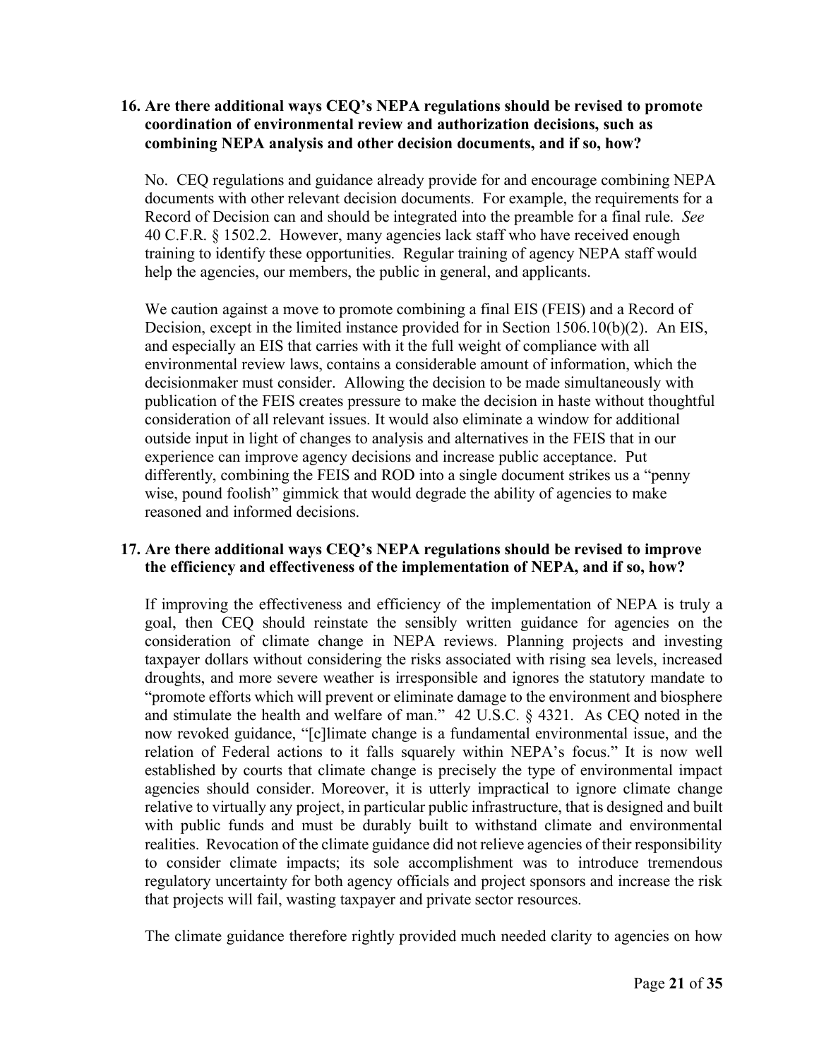**16. Are there additional ways CEQ's NEPA regulations should be revised to promote coordination of environmental review and authorization decisions, such as combining NEPA analysis and other decision documents, and if so, how?**

No. CEQ regulations and guidance already provide for and encourage combining NEPA documents with other relevant decision documents. For example, the requirements for a Record of Decision can and should be integrated into the preamble for a final rule. *See* 40 C.F.R. § 1502.2. However, many agencies lack staff who have received enough training to identify these opportunities. Regular training of agency NEPA staff would help the agencies, our members, the public in general, and applicants.

We caution against a move to promote combining a final EIS (FEIS) and a Record of Decision, except in the limited instance provided for in Section 1506.10(b)(2). An EIS, and especially an EIS that carries with it the full weight of compliance with all environmental review laws, contains a considerable amount of information, which the decisionmaker must consider. Allowing the decision to be made simultaneously with publication of the FEIS creates pressure to make the decision in haste without thoughtful consideration of all relevant issues. It would also eliminate a window for additional outside input in light of changes to analysis and alternatives in the FEIS that in our experience can improve agency decisions and increase public acceptance. Put differently, combining the FEIS and ROD into a single document strikes us a "penny wise, pound foolish" gimmick that would degrade the ability of agencies to make reasoned and informed decisions.

**17. Are there additional ways CEQ's NEPA regulations should be revised to improve the efficiency and effectiveness of the implementation of NEPA, and if so, how?**

If improving the effectiveness and efficiency of the implementation of NEPA is truly a goal, then CEQ should reinstate the sensibly written guidance for agencies on the consideration of climate change in NEPA reviews. Planning projects and investing taxpayer dollars without considering the risks associated with rising sea levels, increased droughts, and more severe weather is irresponsible and ignores the statutory mandate to "promote efforts which will prevent or eliminate damage to the environment and biosphere and stimulate the health and welfare of man." 42 U.S.C. § 4321. As CEQ noted in the now revoked guidance, "[c]limate change is a fundamental environmental issue, and the relation of Federal actions to it falls squarely within NEPA's focus." It is now well established by courts that climate change is precisely the type of environmental impact agencies should consider. Moreover, it is utterly impractical to ignore climate change relative to virtually any project, in particular public infrastructure, that is designed and built with public funds and must be durably built to withstand climate and environmental realities. Revocation of the climate guidance did not relieve agencies of their responsibility to consider climate impacts; its sole accomplishment was to introduce tremendous regulatory uncertainty for both agency officials and project sponsors and increase the risk that projects will fail, wasting taxpayer and private sector resources.

The climate guidance therefore rightly provided much needed clarity to agencies on how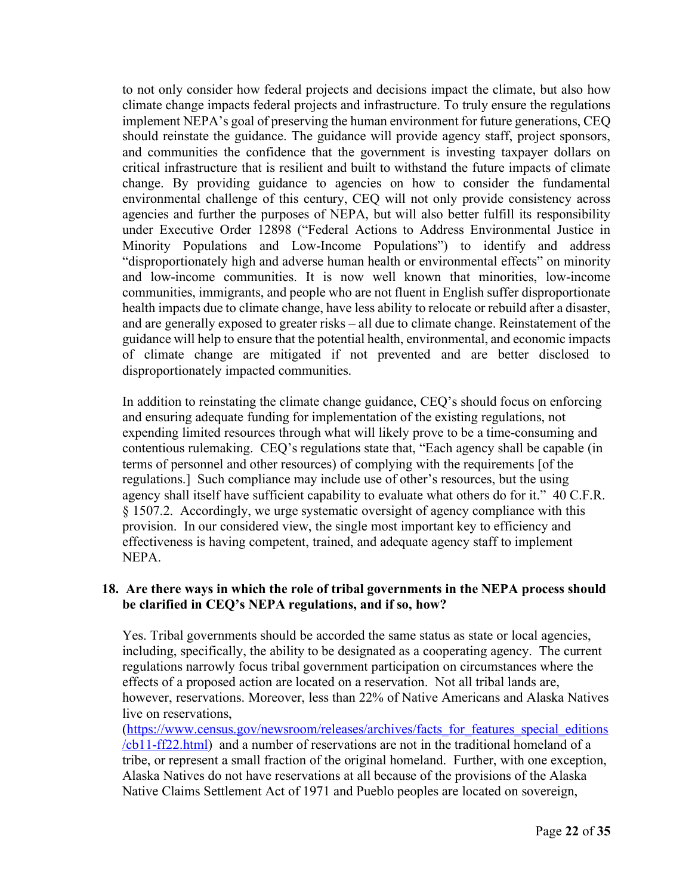to not only consider how federal projects and decisions impact the climate, but also how climate change impacts federal projects and infrastructure. To truly ensure the regulations implement NEPA's goal of preserving the human environment for future generations, CEQ should reinstate the guidance. The guidance will provide agency staff, project sponsors, and communities the confidence that the government is investing taxpayer dollars on critical infrastructure that is resilient and built to withstand the future impacts of climate change. By providing guidance to agencies on how to consider the fundamental environmental challenge of this century, CEQ will not only provide consistency across agencies and further the purposes of NEPA, but will also better fulfill its responsibility under Executive Order 12898 ("Federal Actions to Address Environmental Justice in Minority Populations and Low-Income Populations") to identify and address "disproportionately high and adverse human health or environmental effects" on minority and low-income communities. It is now well known that minorities, low-income communities, immigrants, and people who are not fluent in English suffer disproportionate health impacts due to climate change, have less ability to relocate or rebuild after a disaster, and are generally exposed to greater risks – all due to climate change. Reinstatement of the guidance will help to ensure that the potential health, environmental, and economic impacts of climate change are mitigated if not prevented and are better disclosed to disproportionately impacted communities.

In addition to reinstating the climate change guidance, CEQ's should focus on enforcing and ensuring adequate funding for implementation of the existing regulations, not expending limited resources through what will likely prove to be a time-consuming and contentious rulemaking. CEQ's regulations state that, "Each agency shall be capable (in terms of personnel and other resources) of complying with the requirements [of the regulations.] Such compliance may include use of other's resources, but the using agency shall itself have sufficient capability to evaluate what others do for it." 40 C.F.R. § 1507.2. Accordingly, we urge systematic oversight of agency compliance with this provision. In our considered view, the single most important key to efficiency and effectiveness is having competent, trained, and adequate agency staff to implement NEPA.

**18. Are there ways in which the role of tribal governments in the NEPA process should be clarified in CEQ's NEPA regulations, and if so, how?**

Yes. Tribal governments should be accorded the same status as state or local agencies, including, specifically, the ability to be designated as a cooperating agency. The current regulations narrowly focus tribal government participation on circumstances where the effects of a proposed action are located on a reservation. Not all tribal lands are, however, reservations. Moreover, less than 22% of Native Americans and Alaska Natives live on reservations, ([https://www.census.gov/newsroom/releases/archives/facts_for_features_special_editions/cb11-ff22.html](https://www.census.gov/newsroom/releases/archives/facts_for_features_special_editions/cb11-ff22.html)) and a number of reservations are not in the traditional homeland of a tribe, or represent a small fraction of the original homeland. Further, with one exception, Alaska Natives do not have reservations at all because of the provisions of the Alaska Native Claims Settlement Act of 1971 and Pueblo peoples are located on sovereign,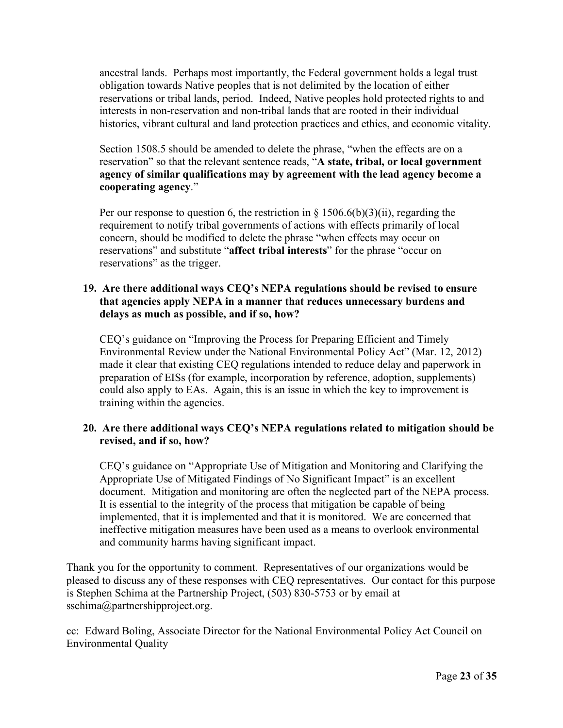ancestral lands. Perhaps most importantly, the Federal government holds a legal trust obligation towards Native peoples that is not delimited by the location of either reservations or tribal lands, period. Indeed, Native peoples hold protected rights to and interests in non-reservation and non-tribal lands that are rooted in their individual histories, vibrant cultural and land protection practices and ethics, and economic vitality.

Section 1508.5 should be amended to delete the phrase, "when the effects are on a reservation" so that the relevant sentence reads, "**A state, tribal, or local government agency of similar qualifications may by agreement with the lead agency become a cooperating agency**."

Per our response to question 6, the restriction in § 1506.6(b)(3)(ii), regarding the requirement to notify tribal governments of actions with effects primarily of local concern, should be modified to delete the phrase "when effects may occur on reservations" and substitute "**affect tribal interests**" for the phrase "occur on reservations" as the trigger.

**19. Are there additional ways CEQ's NEPA regulations should be revised to ensure that agencies apply NEPA in a manner that reduces unnecessary burdens and delays as much as possible, and if so, how?**

CEQ's guidance on "Improving the Process for Preparing Efficient and Timely Environmental Review under the National Environmental Policy Act" (Mar. 12, 2012) made it clear that existing CEQ regulations intended to reduce delay and paperwork in preparation of EISs (for example, incorporation by reference, adoption, supplements) could also apply to EAs. Again, this is an issue in which the key to improvement is training within the agencies.

**20. Are there additional ways CEQ's NEPA regulations related to mitigation should be revised, and if so, how?**

CEQ's guidance on "Appropriate Use of Mitigation and Monitoring and Clarifying the Appropriate Use of Mitigated Findings of No Significant Impact" is an excellent document. Mitigation and monitoring are often the neglected part of the NEPA process. It is essential to the integrity of the process that mitigation be capable of being implemented, that it is implemented and that it is monitored. We are concerned that ineffective mitigation measures have been used as a means to overlook environmental and community harms having significant impact.

Thank you for the opportunity to comment. Representatives of our organizations would be pleased to discuss any of these responses with CEQ representatives. Our contact for this purpose is Stephen Schima at the Partnership Project, (503) 830-5753 or by email at sschima@partnershipproject.org.

cc: Edward Boling, Associate Director for the National Environmental Policy Act Council on Environmental Quality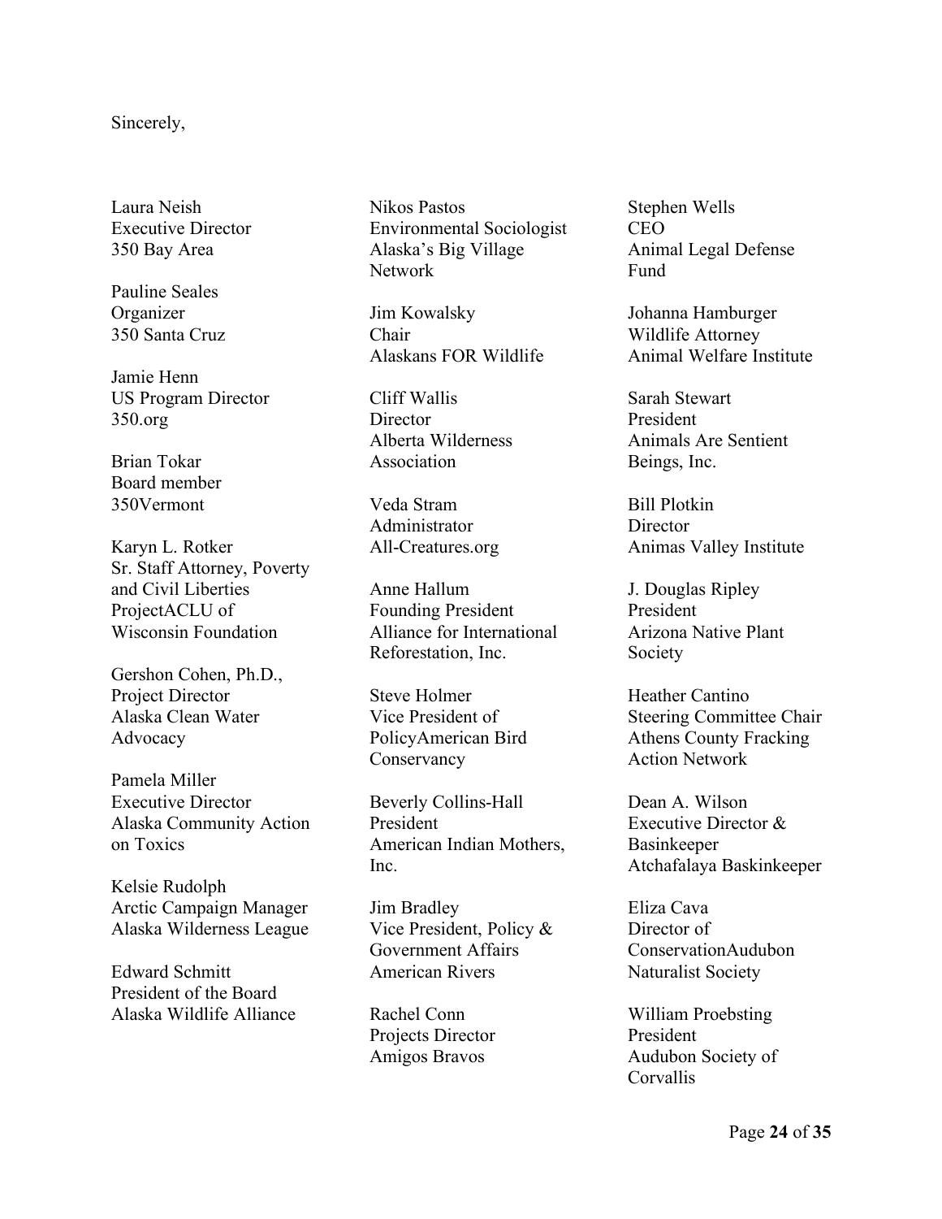Sincerely,

Laura Neish
Executive Director
350 Bay Area

Pauline Seales
Organizer
350 Santa Cruz

Jamie Henn
US Program Director
350.org

Brian Tokar
Board member
350Vermont

Karyn L. Rotker
Sr. Staff Attorney, Poverty and Civil Liberties ProjectACLU of Wisconsin Foundation

Gershon Cohen, Ph.D.,
Project Director
Alaska Clean Water Advocacy

Pamela Miller
Executive Director
Alaska Community Action on Toxics

Kelsie Rudolph
Arctic Campaign Manager
Alaska Wilderness League

Edward Schmitt
President of the Board
Alaska Wildlife Alliance

Nikos Pastos
Environmental Sociologist
Alaska's Big Village Network

Jim Kowalsky
Chair
Alaskans FOR Wildlife

Cliff Wallis
Director
Alberta Wilderness Association

Veda Stram
Administrator
All-Creatures.org

Anne Hallum
Founding President
Alliance for International Reforestation, Inc.

Steve Holmer
Vice President of PolicyAmerican Bird Conservancy

Beverly Collins-Hall
President
American Indian Mothers, Inc.

Jim Bradley
Vice President, Policy & Government Affairs
American Rivers

Rachel Conn
Projects Director
Amigos Bravos

Stephen Wells
CEO
Animal Legal Defense Fund

Johanna Hamburger
Wildlife Attorney
Animal Welfare Institute

Sarah Stewart
President
Animals Are Sentient Beings, Inc.

Bill Plotkin
Director
Animas Valley Institute

J. Douglas Ripley
President
Arizona Native Plant Society

Heather Cantino
Steering Committee Chair
Athens County Fracking Action Network

Dean A. Wilson
Executive Director & Basinkeeper
Atchafalaya Baskinkeeper

Eliza Cava
Director of ConservationAudubon Naturalist Society

William Proebsting
President
Audubon Society of Corvallis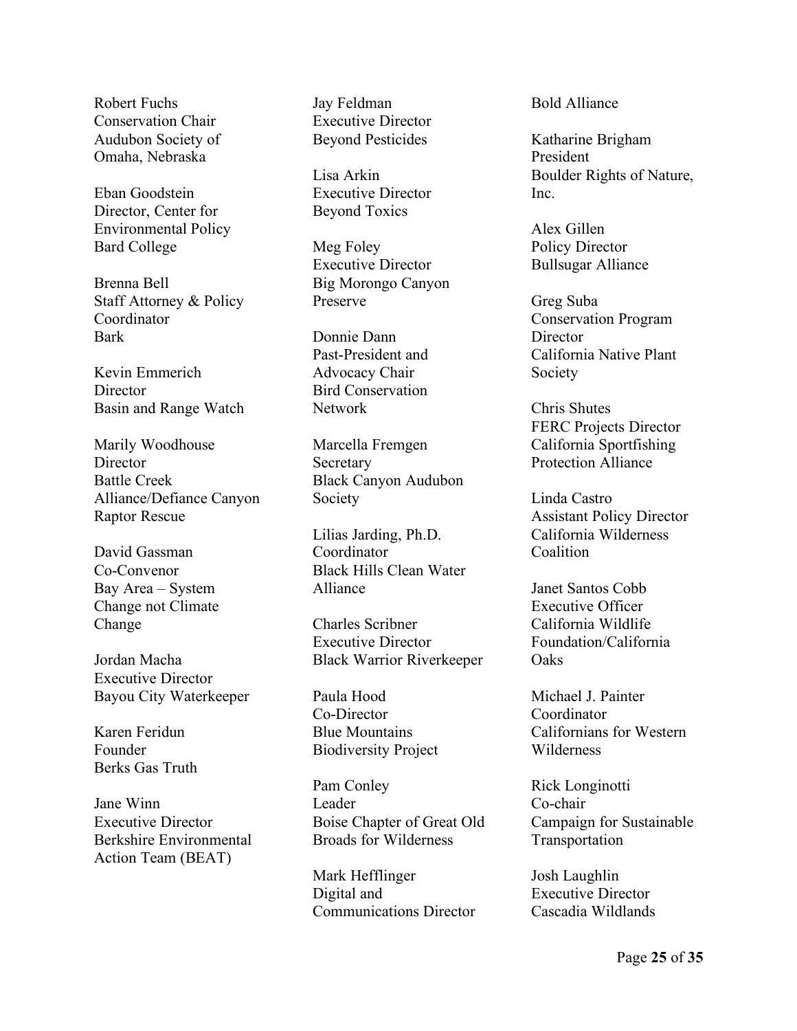Robert Fuchs
Conservation Chair
Audubon Society of Omaha, Nebraska

Eban Goodstein
Director, Center for Environmental Policy
Bard College

Brenna Bell
Staff Attorney & Policy Coordinator
Bark

Kevin Emmerich
Director
Basin and Range Watch

Marily Woodhouse
Director
Battle Creek Alliance/Defiance Canyon Raptor Rescue

David Gassman
Co-Convenor
Bay Area – System Change not Climate Change

Jordan Macha
Executive Director
Bayou City Waterkeeper

Karen Feridun
Founder
Berks Gas Truth

Jane Winn
Executive Director
Berkshire Environmental Action Team (BEAT)

Jay Feldman
Executive Director
Beyond Pesticides

Lisa Arkin
Executive Director
Beyond Toxics

Meg Foley
Executive Director
Big Morongo Canyon Preserve

Donnie Dann
Past-President and Advocacy Chair
Bird Conservation Network

Marcella Fremgen
Secretary
Black Canyon Audubon Society

Lilias Jarding, Ph.D.
Coordinator
Black Hills Clean Water Alliance

Charles Scribner
Executive Director
Black Warrior Riverkeeper

Paula Hood
Co-Director
Blue Mountains Biodiversity Project

Pam Conley
Leader
Boise Chapter of Great Old Broads for Wilderness

Mark Hefflinger
Digital and Communications Director
Bold Alliance

Katharine Brigham
President
Boulder Rights of Nature, Inc.

Alex Gillen
Policy Director
Bullsugar Alliance

Greg Suba
Conservation Program Director
California Native Plant Society

Chris Shutes
FERC Projects Director
California Sportfishing Protection Alliance

Linda Castro
Assistant Policy Director
California Wilderness Coalition

Janet Santos Cobb
Executive Officer
California Wildlife Foundation/California Oaks

Michael J. Painter
Coordinator
Californians for Western Wilderness

Rick Longinotti
Co-chair
Campaign for Sustainable Transportation

Josh Laughlin
Executive Director
Cascadia Wildlands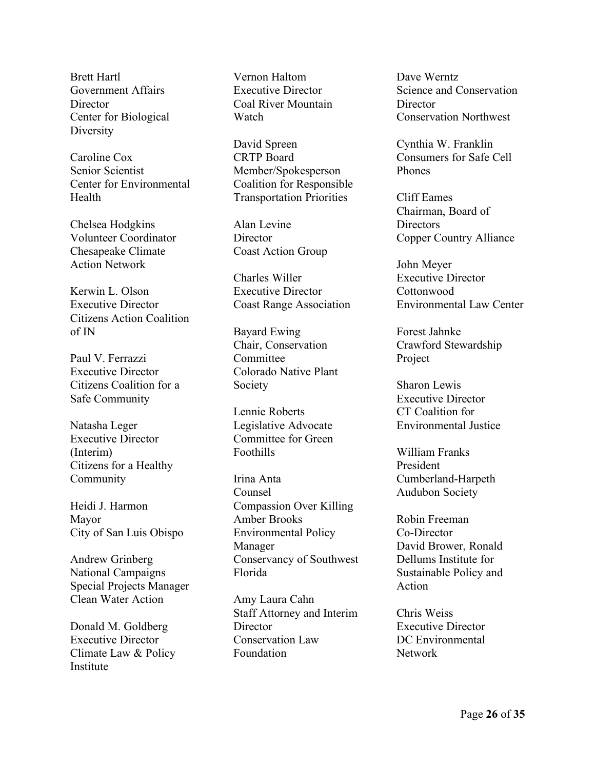Brett Hartl
Government Affairs Director
Center for Biological Diversity

Caroline Cox
Senior Scientist
Center for Environmental Health

Chelsea Hodgkins
Volunteer Coordinator
Chesapeake Climate Action Network

Kerwin L. Olson
Executive Director
Citizens Action Coalition of IN

Paul V. Ferrazzi
Executive Director
Citizens Coalition for a Safe Community

Natasha Leger
Executive Director (Interim)
Citizens for a Healthy Community

Heidi J. Harmon
Mayor
City of San Luis Obispo

Andrew Grinberg
National Campaigns Special Projects Manager
Clean Water Action

Donald M. Goldberg
Executive Director
Climate Law & Policy Institute

Vernon Haltom
Executive Director
Coal River Mountain Watch

David Spreen
CRTP Board Member/Spokesperson
Coalition for Responsible Transportation Priorities

Alan Levine
Director
Coast Action Group

Charles Willer
Executive Director
Coast Range Association

Bayard Ewing
Chair, Conservation Committee
Colorado Native Plant Society

Lennie Roberts
Legislative Advocate
Committee for Green Foothills

Irina Anta
Counsel
Compassion Over Killing

Amber Brooks
Environmental Policy Manager
Conservancy of Southwest Florida

Amy Laura Cahn
Staff Attorney and Interim Director
Conservation Law Foundation

Dave Werntz
Science and Conservation Director
Conservation Northwest

Cynthia W. Franklin
Consumers for Safe Cell Phones

Cliff Eames
Chairman, Board of Directors
Copper Country Alliance

John Meyer
Executive Director
Cottonwood Environmental Law Center

Forest Jahnke
Crawford Stewardship Project

Sharon Lewis
Executive Director
CT Coalition for Environmental Justice

William Franks
President
Cumberland-Harpeth Audubon Society

Robin Freeman
Co-Director
David Brower, Ronald Dellums Institute for Sustainable Policy and Action

Chris Weiss
Executive Director
DC Environmental Network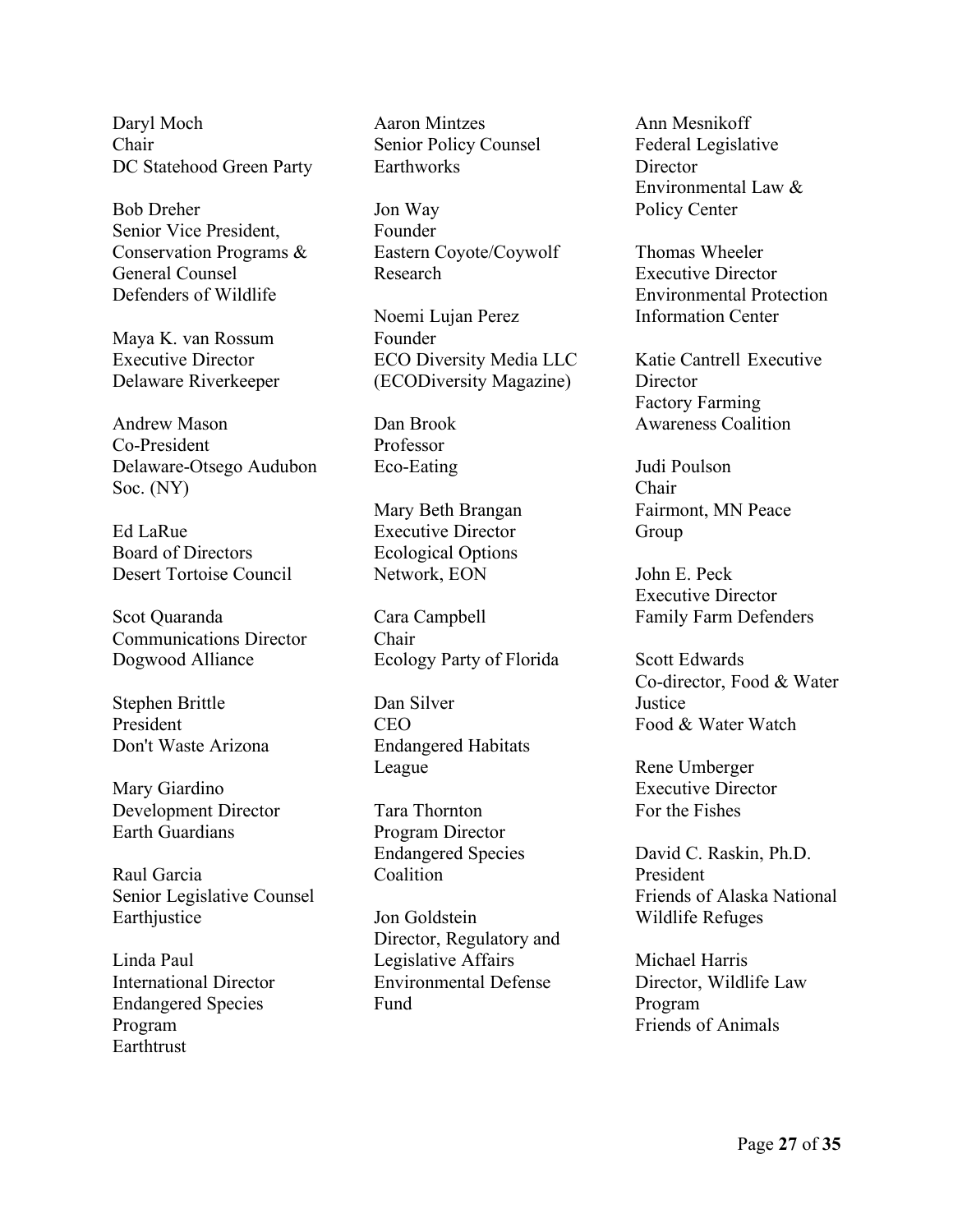Daryl Moch
Chair
DC Statehood Green Party

Bob Dreher
Senior Vice President, Conservation Programs & General Counsel
Defenders of Wildlife

Maya K. van Rossum
Executive Director
Delaware Riverkeeper

Andrew Mason
Co-President
Delaware-Otsego Audubon Soc. (NY)

Ed LaRue
Board of Directors
Desert Tortoise Council

Scot Quaranda
Communications Director
Dogwood Alliance

Stephen Brittle
President
Don't Waste Arizona

Mary Giardino
Development Director
Earth Guardians

Raul Garcia
Senior Legislative Counsel
Earthjustice

Linda Paul
International Director
Endangered Species Program
Earthtrust

Aaron Mintzes
Senior Policy Counsel
Earthworks

Jon Way
Founder
Eastern Coyote/Coywolf Research

Noemi Lujan Perez
Founder
ECO Diversity Media LLC (ECODiversity Magazine)

Dan Brook
Professor
Eco-Eating

Mary Beth Brangan
Executive Director
Ecological Options Network, EON

Cara Campbell
Chair
Ecology Party of Florida

Dan Silver
CEO
Endangered Habitats League

Tara Thornton
Program Director
Endangered Species Coalition

Jon Goldstein
Director, Regulatory and Legislative Affairs
Environmental Defense Fund

Ann Mesnikoff
Federal Legislative Director
Environmental Law & Policy Center

Thomas Wheeler
Executive Director
Environmental Protection Information Center

Katie Cantrell Executive Director
Factory Farming Awareness Coalition

Judi Poulson
Chair
Fairmont, MN Peace Group

John E. Peck
Executive Director
Family Farm Defenders

Scott Edwards
Co-director, Food & Water Justice
Food & Water Watch

Rene Umberger
Executive Director
For the Fishes

David C. Raskin, Ph.D.
President
Friends of Alaska National Wildlife Refuges

Michael Harris
Director, Wildlife Law Program
Friends of Animals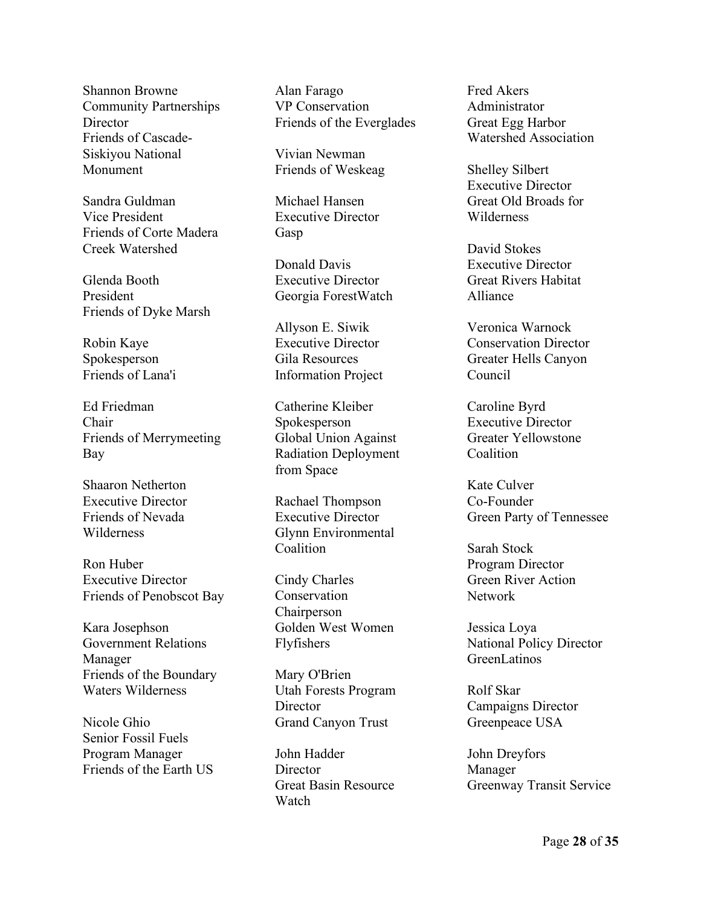Shannon Browne
Community Partnerships Director
Friends of Cascade-Siskiyou National Monument

Sandra Guldman
Vice President
Friends of Corte Madera Creek Watershed

Glenda Booth
President
Friends of Dyke Marsh

Robin Kaye
Spokesperson
Friends of Lana'i

Ed Friedman
Chair
Friends of Merrymeeting Bay

Shaaron Netherton
Executive Director
Friends of Nevada Wilderness

Ron Huber
Executive Director
Friends of Penobscot Bay

Kara Josephson
Government Relations Manager
Friends of the Boundary Waters Wilderness

Nicole Ghio
Senior Fossil Fuels Program Manager
Friends of the Earth US

Alan Farago
VP Conservation
Friends of the Everglades

Vivian Newman
Friends of Weskeag

Michael Hansen
Executive Director
Gasp

Donald Davis
Executive Director
Georgia ForestWatch

Allyson E. Siwik
Executive Director
Gila Resources Information Project

Catherine Kleiber
Spokesperson
Global Union Against Radiation Deployment from Space

Rachael Thompson
Executive Director
Glynn Environmental Coalition

Cindy Charles
Conservation Chairperson
Golden West Women Flyfishers

Mary O'Brien
Utah Forests Program Director
Grand Canyon Trust

John Hadder
Director
Great Basin Resource Watch

Fred Akers
Administrator
Great Egg Harbor Watershed Association

Shelley Silbert
Executive Director
Great Old Broads for Wilderness

David Stokes
Executive Director
Great Rivers Habitat Alliance

Veronica Warnock
Conservation Director
Greater Hells Canyon Council

Caroline Byrd
Executive Director
Greater Yellowstone Coalition

Kate Culver
Co-Founder
Green Party of Tennessee

Sarah Stock
Program Director
Green River Action Network

Jessica Loya
National Policy Director
GreenLatinos

Rolf Skar
Campaigns Director
Greenpeace USA

John Dreyfors
Manager
Greenway Transit Service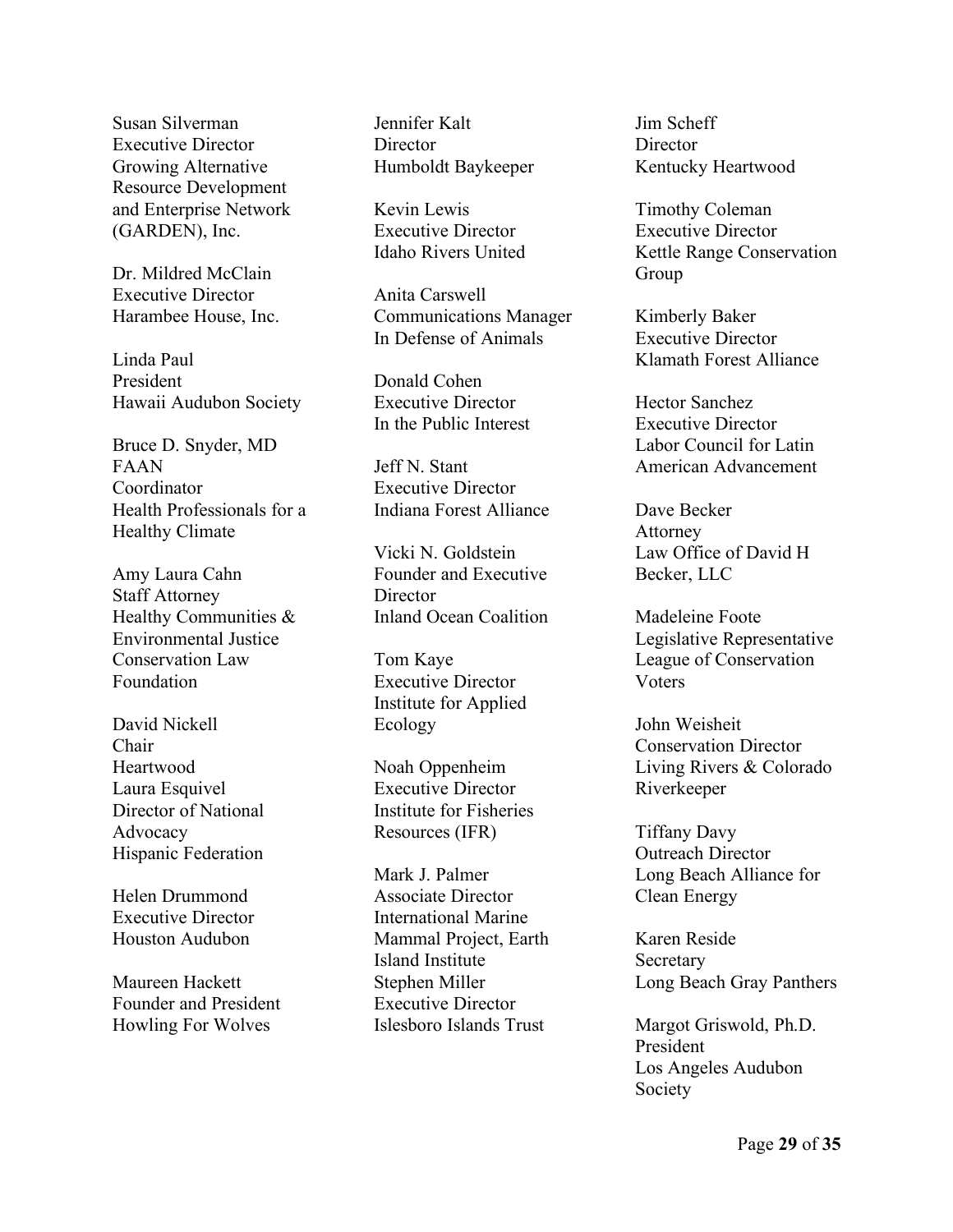Susan Silverman
Executive Director
Growing Alternative Resource Development and Enterprise Network (GARDEN), Inc.

Dr. Mildred McClain
Executive Director
Harambee House, Inc.

Linda Paul
President
Hawaii Audubon Society

Bruce D. Snyder, MD FAAN
Coordinator
Health Professionals for a Healthy Climate

Amy Laura Cahn
Staff Attorney
Healthy Communities & Environmental Justice Conservation Law Foundation

David Nickell
Chair
Heartwood

Laura Esquivel
Director of National Advocacy
Hispanic Federation

Helen Drummond
Executive Director
Houston Audubon

Maureen Hackett
Founder and President
Howling For Wolves

Jennifer Kalt
Director
Humboldt Baykeeper

Kevin Lewis
Executive Director
Idaho Rivers United

Anita Carswell
Communications Manager
In Defense of Animals

Donald Cohen
Executive Director
In the Public Interest

Jeff N. Stant
Executive Director
Indiana Forest Alliance

Vicki N. Goldstein
Founder and Executive Director
Inland Ocean Coalition

Tom Kaye
Executive Director
Institute for Applied Ecology

Noah Oppenheim
Executive Director
Institute for Fisheries Resources (IFR)

Mark J. Palmer
Associate Director
International Marine Mammal Project, Earth Island Institute

Stephen Miller
Executive Director
Islesboro Islands Trust

Jim Scheff
Director
Kentucky Heartwood

Timothy Coleman
Executive Director
Kettle Range Conservation Group

Kimberly Baker
Executive Director
Klamath Forest Alliance

Hector Sanchez
Executive Director
Labor Council for Latin American Advancement

Dave Becker
Attorney
Law Office of David H Becker, LLC

Madeleine Foote
Legislative Representative
League of Conservation Voters

John Weisheit
Conservation Director
Living Rivers & Colorado Riverkeeper

Tiffany Davy
Outreach Director
Long Beach Alliance for Clean Energy

Karen Reside
Secretary
Long Beach Gray Panthers

Margot Griswold, Ph.D.
President
Los Angeles Audubon Society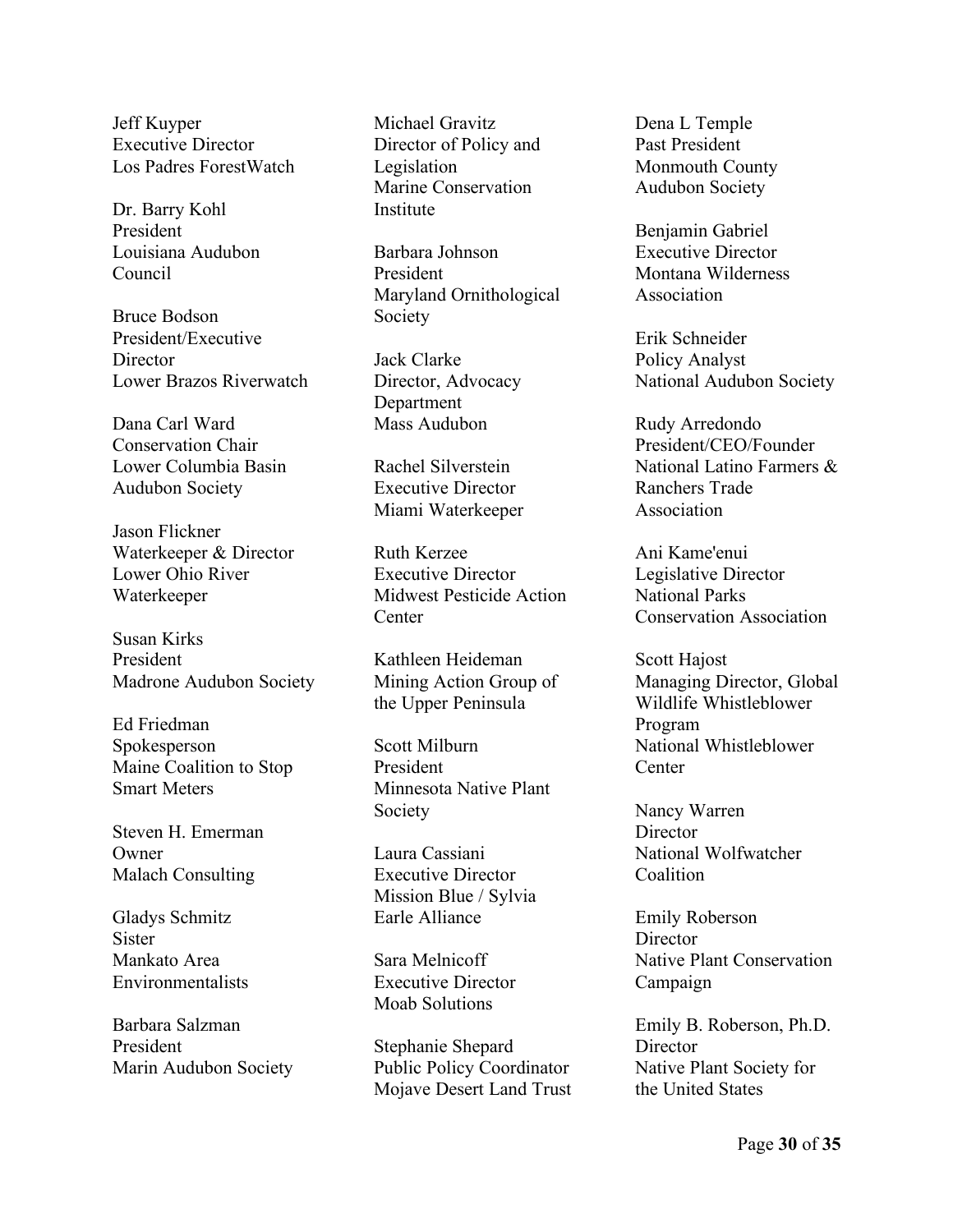Jeff Kuyper
Executive Director
Los Padres ForestWatch

Dr. Barry Kohl
President
Louisiana Audubon Council

Bruce Bodson
President/Executive Director
Lower Brazos Riverwatch

Dana Carl Ward
Conservation Chair
Lower Columbia Basin Audubon Society

Jason Flickner
Waterkeeper & Director
Lower Ohio River Waterkeeper

Susan Kirks
President
Madrone Audubon Society

Ed Friedman
Spokesperson
Maine Coalition to Stop Smart Meters

Steven H. Emerman
Owner
Malach Consulting

Gladys Schmitz
Sister
Mankato Area Environmentalists

Barbara Salzman
President
Marin Audubon Society

Michael Gravitz
Director of Policy and Legislation
Marine Conservation Institute

Barbara Johnson
President
Maryland Ornithological Society

Jack Clarke
Director, Advocacy Department
Mass Audubon

Rachel Silverstein
Executive Director
Miami Waterkeeper

Ruth Kerzee
Executive Director
Midwest Pesticide Action Center

Kathleen Heideman
Mining Action Group of the Upper Peninsula

Scott Milburn
President
Minnesota Native Plant Society

Laura Cassiani
Executive Director
Mission Blue / Sylvia Earle Alliance

Sara Melnicoff
Executive Director
Moab Solutions

Stephanie Shepard
Public Policy Coordinator
Mojave Desert Land Trust

Dena L Temple
Past President
Monmouth County Audubon Society

Benjamin Gabriel
Executive Director
Montana Wilderness Association

Erik Schneider
Policy Analyst
National Audubon Society

Rudy Arredondo
President/CEO/Founder
National Latino Farmers & Ranchers Trade Association

Ani Kame'enui
Legislative Director
National Parks Conservation Association

Scott Hajost
Managing Director, Global Wildlife Whistleblower Program
National Whistleblower Center

Nancy Warren
Director
National Wolfwatcher Coalition

Emily Roberson
Director
Native Plant Conservation Campaign

Emily B. Roberson, Ph.D.
Director
Native Plant Society for the United States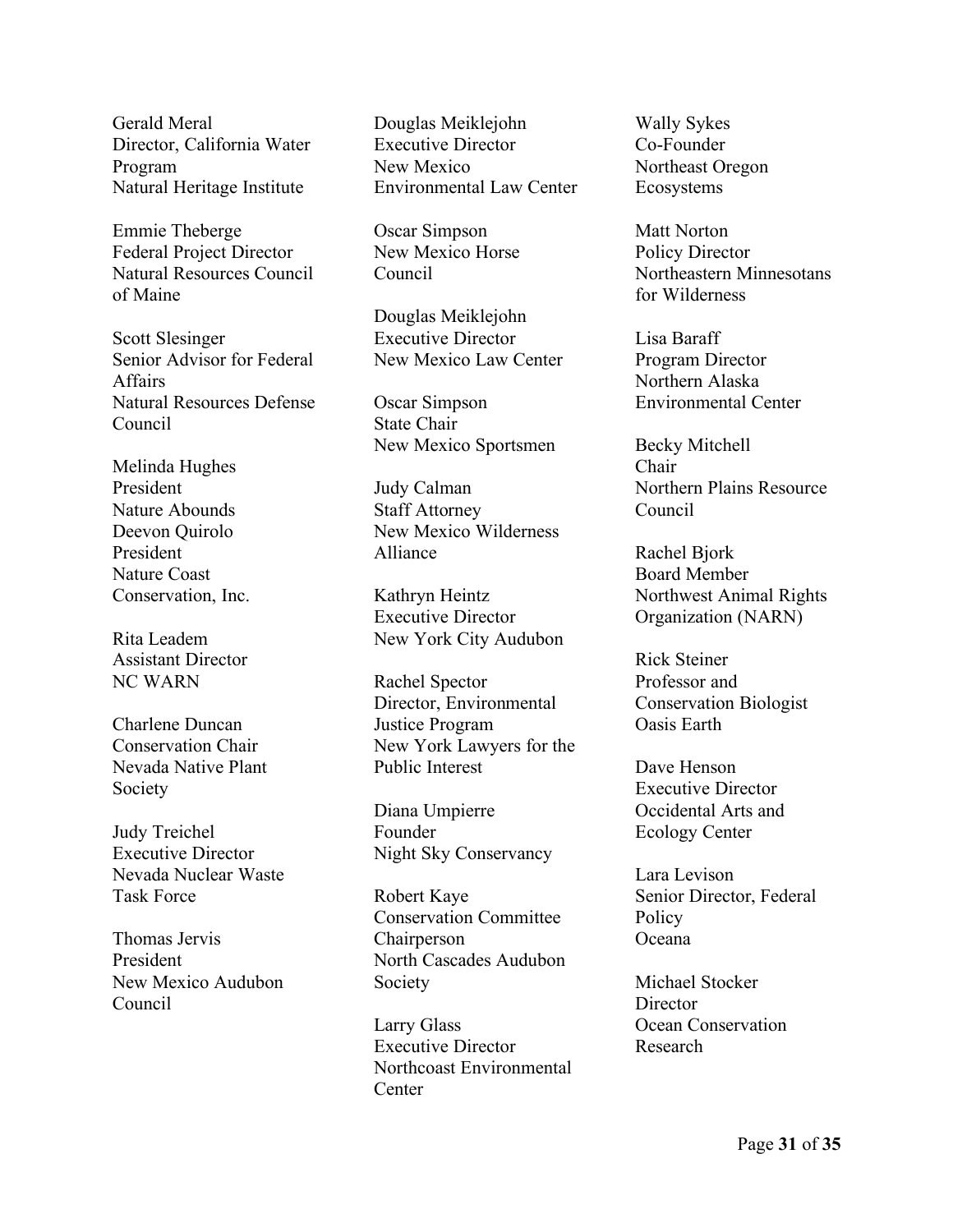Gerald Meral
Director, California Water Program
Natural Heritage Institute

Emmie Theberge
Federal Project Director
Natural Resources Council of Maine

Scott Slesinger
Senior Advisor for Federal Affairs
Natural Resources Defense Council

Melinda Hughes
President
Nature Abounds

Deevon Quirolo
President
Nature Coast Conservation, Inc.

Rita Leadem
Assistant Director
NC WARN

Charlene Duncan
Conservation Chair
Nevada Native Plant Society

Judy Treichel
Executive Director
Nevada Nuclear Waste Task Force

Thomas Jervis
President
New Mexico Audubon Council

Douglas Meiklejohn
Executive Director
New Mexico Environmental Law Center

Oscar Simpson
New Mexico Horse Council

Douglas Meiklejohn
Executive Director
New Mexico Law Center

Oscar Simpson
State Chair
New Mexico Sportsmen

Judy Calman
Staff Attorney
New Mexico Wilderness Alliance

Kathryn Heintz
Executive Director
New York City Audubon

Rachel Spector
Director, Environmental Justice Program
New York Lawyers for the Public Interest

Diana Umpierre
Founder
Night Sky Conservancy

Robert Kaye
Conservation Committee Chairperson
North Cascades Audubon Society

Larry Glass
Executive Director
Northcoast Environmental Center

Wally Sykes
Co-Founder
Northeast Oregon Ecosystems

Matt Norton
Policy Director
Northeastern Minnesotans for Wilderness

Lisa Baraff
Program Director
Northern Alaska Environmental Center

Becky Mitchell
Chair
Northern Plains Resource Council

Rachel Bjork
Board Member
Northwest Animal Rights Organization (NARN)

Rick Steiner
Professor and Conservation Biologist
Oasis Earth

Dave Henson
Executive Director
Occidental Arts and Ecology Center

Lara Levison
Senior Director, Federal Policy
Oceana

Michael Stocker
Director
Ocean Conservation Research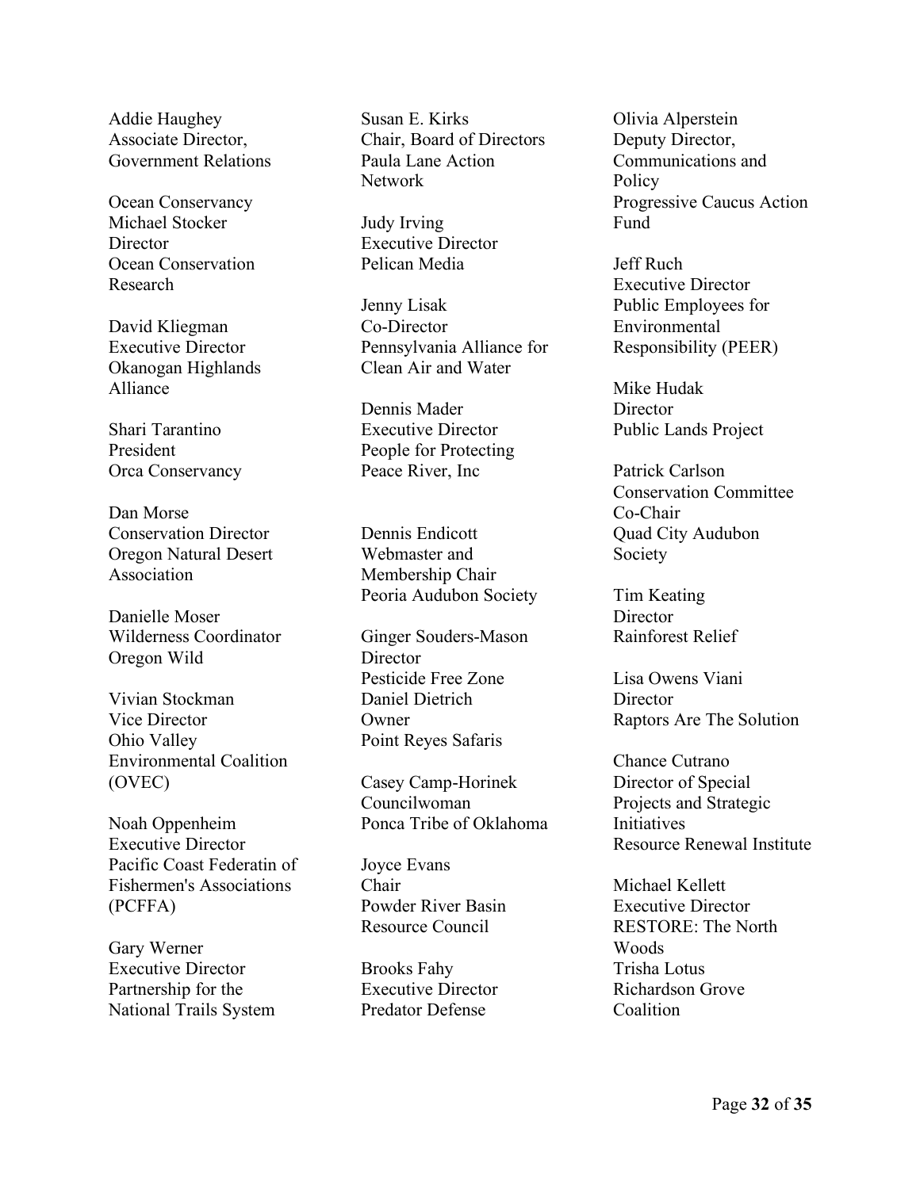Addie Haughey
Associate Director,
Government Relations

Ocean Conservancy
Michael Stocker
Director
Ocean Conservation
Research

David Kliegman
Executive Director
Okanogan Highlands
Alliance

Shari Tarantino
President
Orca Conservancy

Dan Morse
Conservation Director
Oregon Natural Desert
Association

Danielle Moser
Wilderness Coordinator
Oregon Wild

Vivian Stockman
Vice Director
Ohio Valley
Environmental Coalition
(OVEC)

Noah Oppenheim
Executive Director
Pacific Coast Federatin of
Fishermen's Associations
(PCFFA)

Gary Werner
Executive Director
Partnership for the
National Trails System

Susan E. Kirks
Chair, Board of Directors
Paula Lane Action
Network

Judy Irving
Executive Director
Pelican Media

Jenny Lisak
Co-Director
Pennsylvania Alliance for
Clean Air and Water

Dennis Mader
Executive Director
People for Protecting
Peace River, Inc

Dennis Endicott
Webmaster and
Membership Chair
Peoria Audubon Society

Ginger Souders-Mason
Director
Pesticide Free Zone
Daniel Dietrich
Owner
Point Reyes Safaris

Casey Camp-Horinek
Councilwoman
Ponca Tribe of Oklahoma

Joyce Evans
Chair
Powder River Basin
Resource Council

Brooks Fahy
Executive Director
Predator Defense

Olivia Alperstein
Deputy Director,
Communications and
Policy
Progressive Caucus Action
Fund

Jeff Ruch
Executive Director
Public Employees for
Environmental
Responsibility (PEER)

Mike Hudak
Director
Public Lands Project

Patrick Carlson
Conservation Committee
Co-Chair
Quad City Audubon
Society

Tim Keating
Director
Rainforest Relief

Lisa Owens Viani
Director
Raptors Are The Solution

Chance Cutrano
Director of Special
Projects and Strategic
Initiatives
Resource Renewal Institute

Michael Kellett
Executive Director
RESTORE: The North
Woods
Trisha Lotus
Richardson Grove
Coalition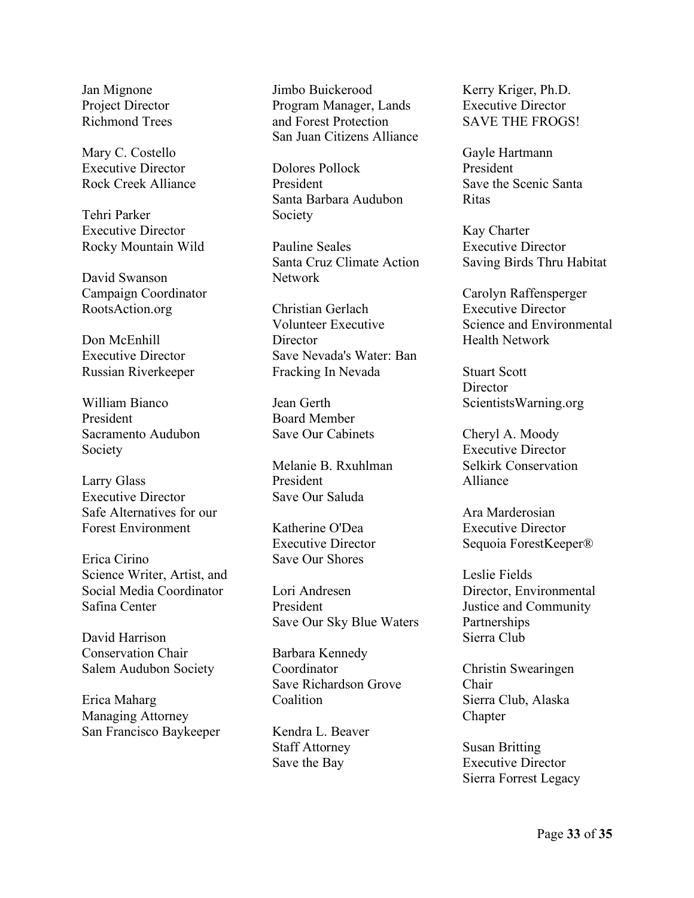Jan Mignone
Project Director
Richmond Trees

Mary C. Costello
Executive Director
Rock Creek Alliance

Tehri Parker
Executive Director
Rocky Mountain Wild

David Swanson
Campaign Coordinator
RootsAction.org

Don McEnhill
Executive Director
Russian Riverkeeper

William Bianco
President
Sacramento Audubon Society

Larry Glass
Executive Director
Safe Alternatives for our Forest Environment

Erica Cirino
Science Writer, Artist, and Social Media Coordinator
Safina Center

David Harrison
Conservation Chair
Salem Audubon Society

Erica Maharg
Managing Attorney
San Francisco Baykeeper

Jimbo Buickerood
Program Manager, Lands and Forest Protection
San Juan Citizens Alliance

Dolores Pollock
President
Santa Barbara Audubon Society

Pauline Seales
Santa Cruz Climate Action Network

Christian Gerlach
Volunteer Executive Director
Save Nevada's Water: Ban Fracking In Nevada

Jean Gerth
Board Member
Save Our Cabinets

Melanie B. Rxuhlman
President
Save Our Saluda

Katherine O'Dea
Executive Director
Save Our Shores

Lori Andresen
President
Save Our Sky Blue Waters

Barbara Kennedy
Coordinator
Save Richardson Grove Coalition

Kendra L. Beaver
Staff Attorney
Save the Bay

Kerry Kriger, Ph.D.
Executive Director
SAVE THE FROGS!

Gayle Hartmann
President
Save the Scenic Santa Ritas

Kay Charter
Executive Director
Saving Birds Thru Habitat

Carolyn Raffensperger
Executive Director
Science and Environmental Health Network

Stuart Scott
Director
ScientistsWarning.org

Cheryl A. Moody
Executive Director
Selkirk Conservation Alliance

Ara Marderosian
Executive Director
Sequoia ForestKeeper®

Leslie Fields
Director, Environmental Justice and Community Partnerships
Sierra Club

Christin Swearingen
Chair
Sierra Club, Alaska Chapter

Susan Britting
Executive Director
Sierra Forrest Legacy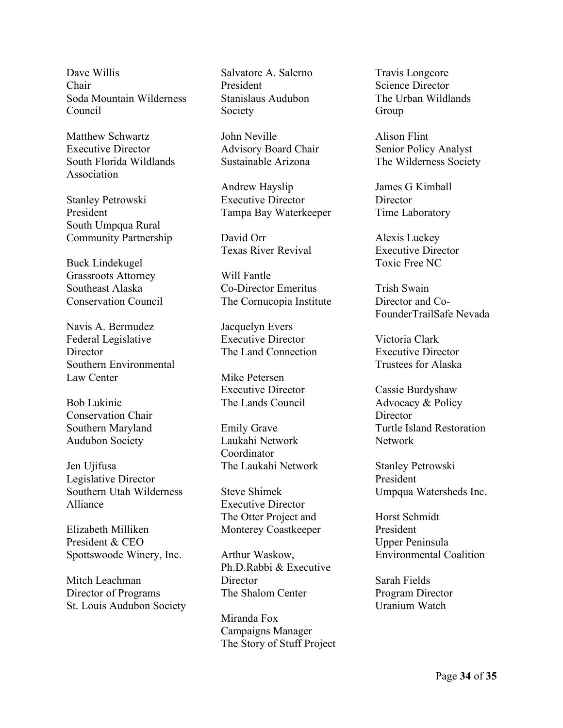Dave Willis
Chair
Soda Mountain Wilderness Council

Matthew Schwartz
Executive Director
South Florida Wildlands Association

Stanley Petrowski
President
South Umpqua Rural Community Partnership

Buck Lindekugel
Grassroots Attorney
Southeast Alaska Conservation Council

Navis A. Bermudez
Federal Legislative Director
Southern Environmental Law Center

Bob Lukinic
Conservation Chair
Southern Maryland Audubon Society

Jen Ujifusa
Legislative Director
Southern Utah Wilderness Alliance

Elizabeth Milliken
President & CEO
Spottswoode Winery, Inc.

Mitch Leachman
Director of Programs
St. Louis Audubon Society

Salvatore A. Salerno
President
Stanislaus Audubon Society

John Neville
Advisory Board Chair
Sustainable Arizona

Andrew Hayslip
Executive Director
Tampa Bay Waterkeeper

David Orr
Texas River Revival

Will Fantle
Co-Director Emeritus
The Cornucopia Institute

Jacquelyn Evers
Executive Director
The Land Connection

Mike Petersen
Executive Director
The Lands Council

Emily Grave
Laukahi Network Coordinator
The Laukahi Network

Steve Shimek
Executive Director
The Otter Project and Monterey Coastkeeper

Arthur Waskow, Ph.D.Rabbi & Executive Director
The Shalom Center

Miranda Fox
Campaigns Manager
The Story of Stuff Project

Travis Longcore
Science Director
The Urban Wildlands Group

Alison Flint
Senior Policy Analyst
The Wilderness Society

James G Kimball
Director
Time Laboratory

Alexis Luckey
Executive Director
Toxic Free NC

Trish Swain
Director and Co-FounderTrailSafe Nevada

Victoria Clark
Executive Director
Trustees for Alaska

Cassie Burdyshaw
Advocacy & Policy Director
Turtle Island Restoration Network

Stanley Petrowski
President
Umpqua Watersheds Inc.

Horst Schmidt
President
Upper Peninsula Environmental Coalition

Sarah Fields
Program Director
Uranium Watch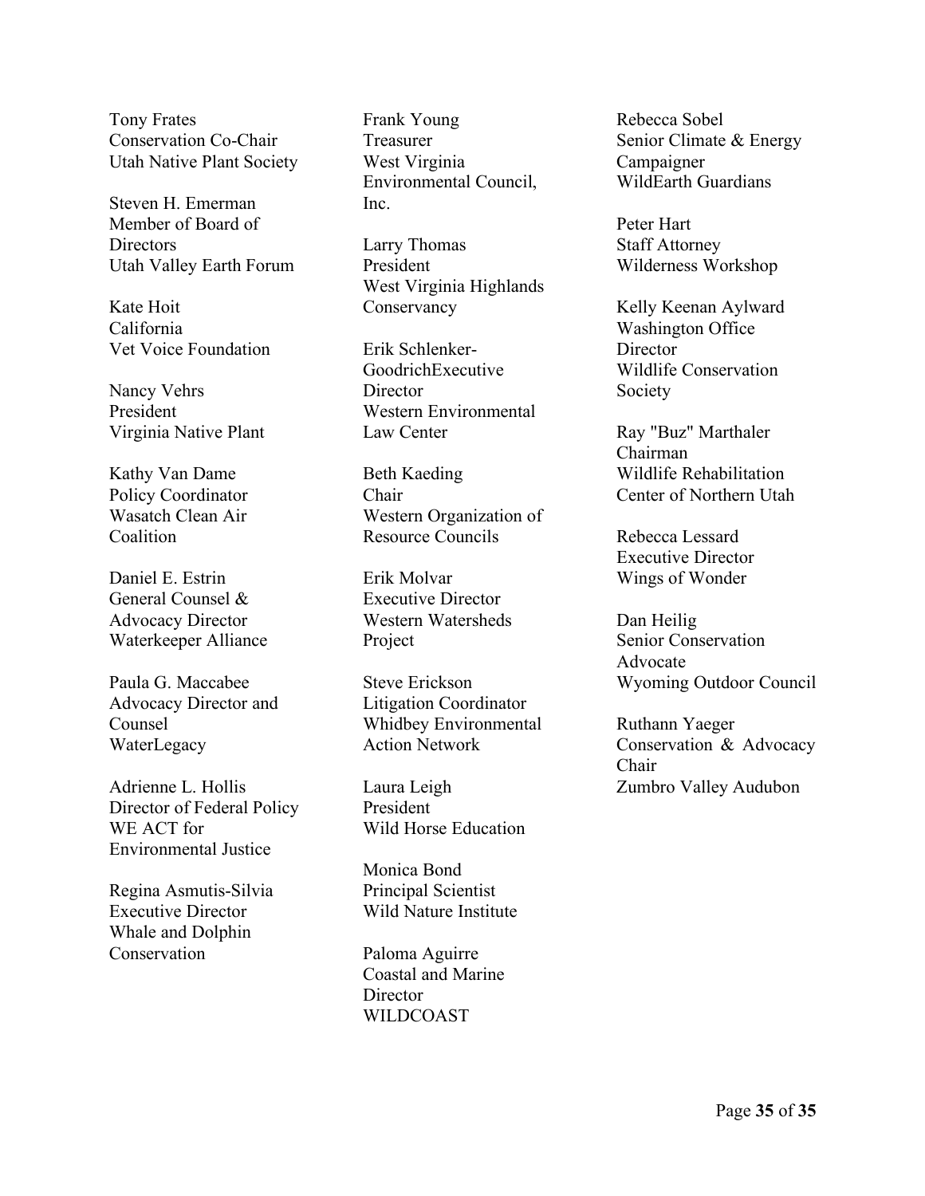Tony Frates
Conservation Co-Chair
Utah Native Plant Society

Steven H. Emerman
Member of Board of Directors
Utah Valley Earth Forum

Kate Hoit
California
Vet Voice Foundation

Nancy Vehrs
President
Virginia Native Plant

Kathy Van Dame
Policy Coordinator
Wasatch Clean Air Coalition

Daniel E. Estrin
General Counsel & Advocacy Director
Waterkeeper Alliance

Paula G. Maccabee
Advocacy Director and Counsel
WaterLegacy

Adrienne L. Hollis
Director of Federal Policy
WE ACT for Environmental Justice

Regina Asmutis-Silvia
Executive Director
Whale and Dolphin Conservation

Frank Young
Treasurer
West Virginia Environmental Council, Inc.

Larry Thomas
President
West Virginia Highlands Conservancy

Erik Schlenker-GoodrichExecutive Director
Western Environmental Law Center

Beth Kaeding
Chair
Western Organization of Resource Councils

Erik Molvar
Executive Director
Western Watersheds Project

Steve Erickson
Litigation Coordinator
Whidbey Environmental Action Network

Laura Leigh
President
Wild Horse Education

Monica Bond
Principal Scientist
Wild Nature Institute

Paloma Aguirre
Coastal and Marine Director
WILDCOAST

Rebecca Sobel
Senior Climate & Energy Campaigner
WildEarth Guardians

Peter Hart
Staff Attorney
Wilderness Workshop

Kelly Keenan Aylward
Washington Office Director
Wildlife Conservation Society

Ray "Buz" Marthaler
Chairman
Wildlife Rehabilitation Center of Northern Utah

Rebecca Lessard
Executive Director
Wings of Wonder

Dan Heilig
Senior Conservation Advocate
Wyoming Outdoor Council

Ruthann Yaeger
Conservation & Advocacy Chair
Zumbro Valley Audubon